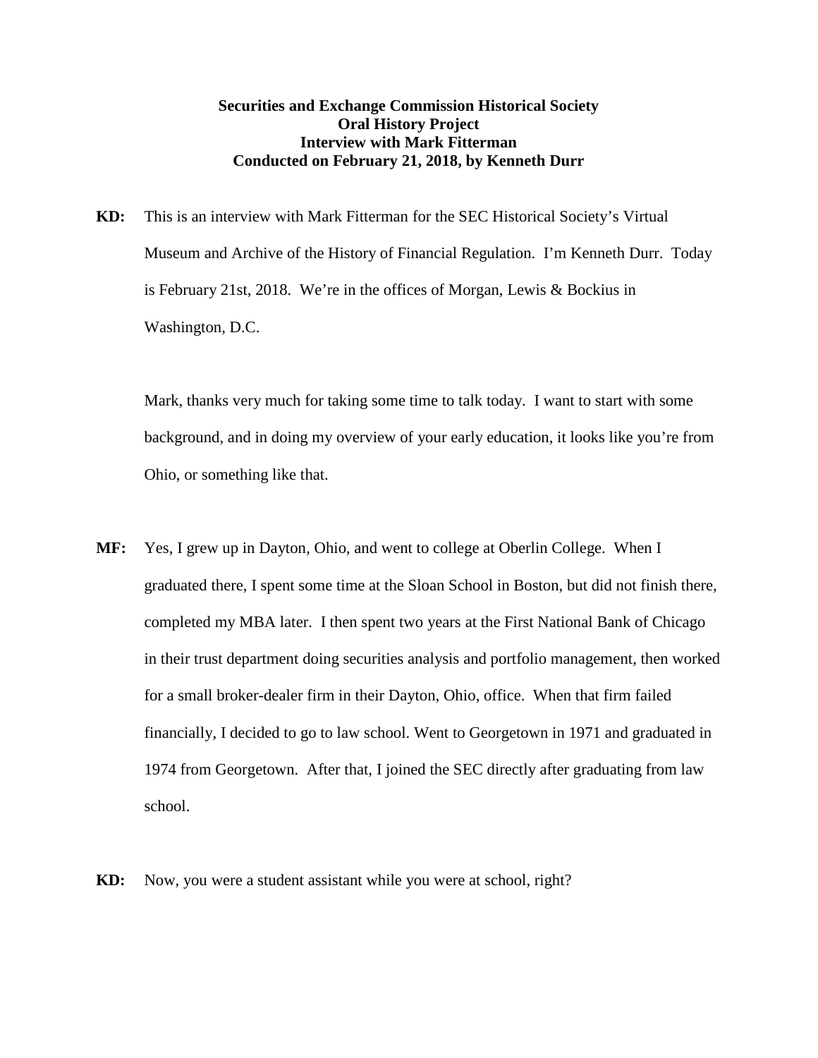**Securities and Exchange Commission Historical Society**
**Oral History Project**
**Interview with Mark Fitterman**
**Conducted on February 21, 2018, by Kenneth Durr**

**KD:** This is an interview with Mark Fitterman for the SEC Historical Society's Virtual Museum and Archive of the History of Financial Regulation. I'm Kenneth Durr. Today is February 21st, 2018. We're in the offices of Morgan, Lewis & Bockius in Washington, D.C.

Mark, thanks very much for taking some time to talk today. I want to start with some background, and in doing my overview of your early education, it looks like you're from Ohio, or something like that.

**MF:** Yes, I grew up in Dayton, Ohio, and went to college at Oberlin College. When I graduated there, I spent some time at the Sloan School in Boston, but did not finish there, completed my MBA later. I then spent two years at the First National Bank of Chicago in their trust department doing securities analysis and portfolio management, then worked for a small broker-dealer firm in their Dayton, Ohio, office. When that firm failed financially, I decided to go to law school. Went to Georgetown in 1971 and graduated in 1974 from Georgetown. After that, I joined the SEC directly after graduating from law school.

**KD:** Now, you were a student assistant while you were at school, right?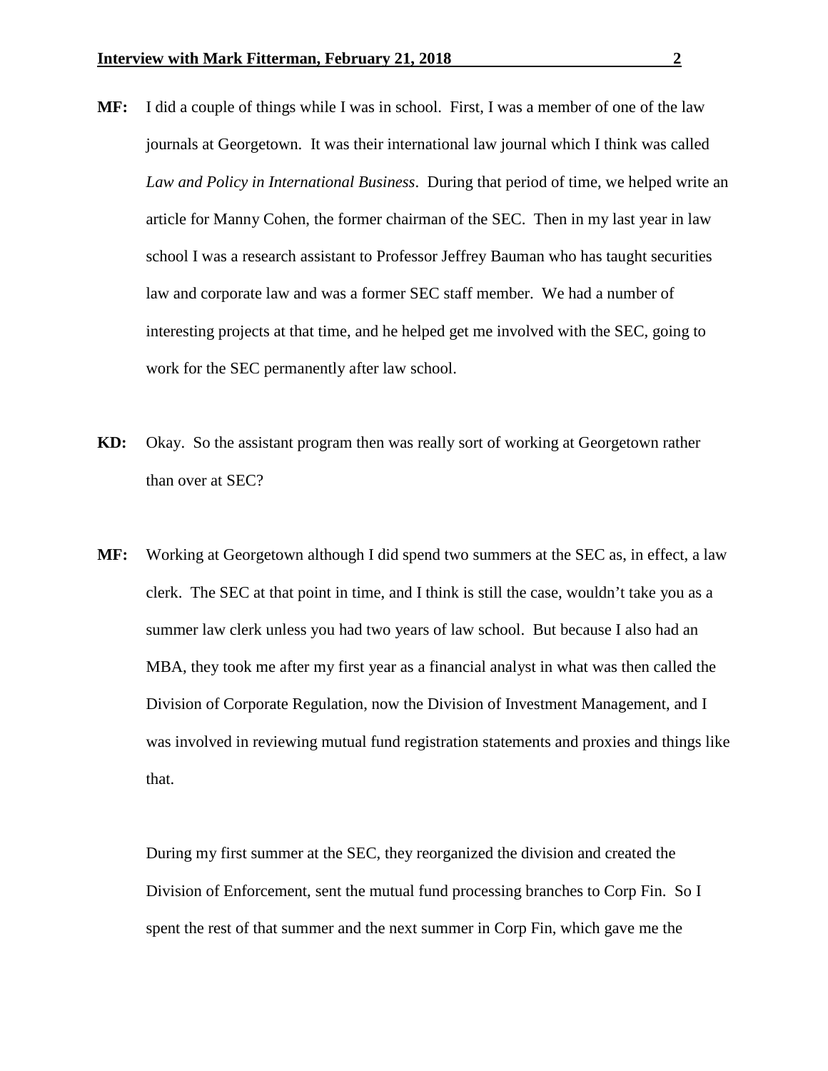**MF:** I did a couple of things while I was in school. First, I was a member of one of the law journals at Georgetown. It was their international law journal which I think was called *Law and Policy in International Business*. During that period of time, we helped write an article for Manny Cohen, the former chairman of the SEC. Then in my last year in law school I was a research assistant to Professor Jeffrey Bauman who has taught securities law and corporate law and was a former SEC staff member. We had a number of interesting projects at that time, and he helped get me involved with the SEC, going to work for the SEC permanently after law school.

**KD:** Okay. So the assistant program then was really sort of working at Georgetown rather than over at SEC?

**MF:** Working at Georgetown although I did spend two summers at the SEC as, in effect, a law clerk. The SEC at that point in time, and I think is still the case, wouldn't take you as a summer law clerk unless you had two years of law school. But because I also had an MBA, they took me after my first year as a financial analyst in what was then called the Division of Corporate Regulation, now the Division of Investment Management, and I was involved in reviewing mutual fund registration statements and proxies and things like that.

During my first summer at the SEC, they reorganized the division and created the Division of Enforcement, sent the mutual fund processing branches to Corp Fin. So I spent the rest of that summer and the next summer in Corp Fin, which gave me the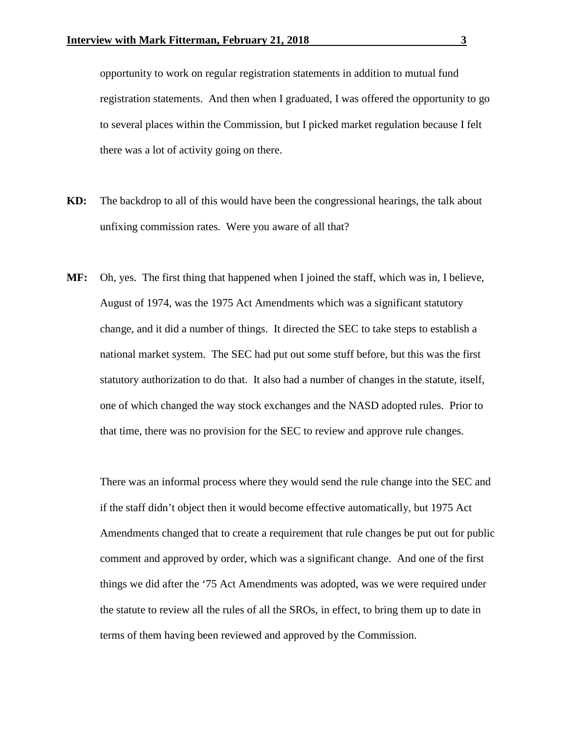opportunity to work on regular registration statements in addition to mutual fund registration statements. And then when I graduated, I was offered the opportunity to go to several places within the Commission, but I picked market regulation because I felt there was a lot of activity going on there.

**KD:** The backdrop to all of this would have been the congressional hearings, the talk about unfixing commission rates. Were you aware of all that?

**MF:** Oh, yes. The first thing that happened when I joined the staff, which was in, I believe, August of 1974, was the 1975 Act Amendments which was a significant statutory change, and it did a number of things. It directed the SEC to take steps to establish a national market system. The SEC had put out some stuff before, but this was the first statutory authorization to do that. It also had a number of changes in the statute, itself, one of which changed the way stock exchanges and the NASD adopted rules. Prior to that time, there was no provision for the SEC to review and approve rule changes.

There was an informal process where they would send the rule change into the SEC and if the staff didn't object then it would become effective automatically, but 1975 Act Amendments changed that to create a requirement that rule changes be put out for public comment and approved by order, which was a significant change. And one of the first things we did after the '75 Act Amendments was adopted, was we were required under the statute to review all the rules of all the SROs, in effect, to bring them up to date in terms of them having been reviewed and approved by the Commission.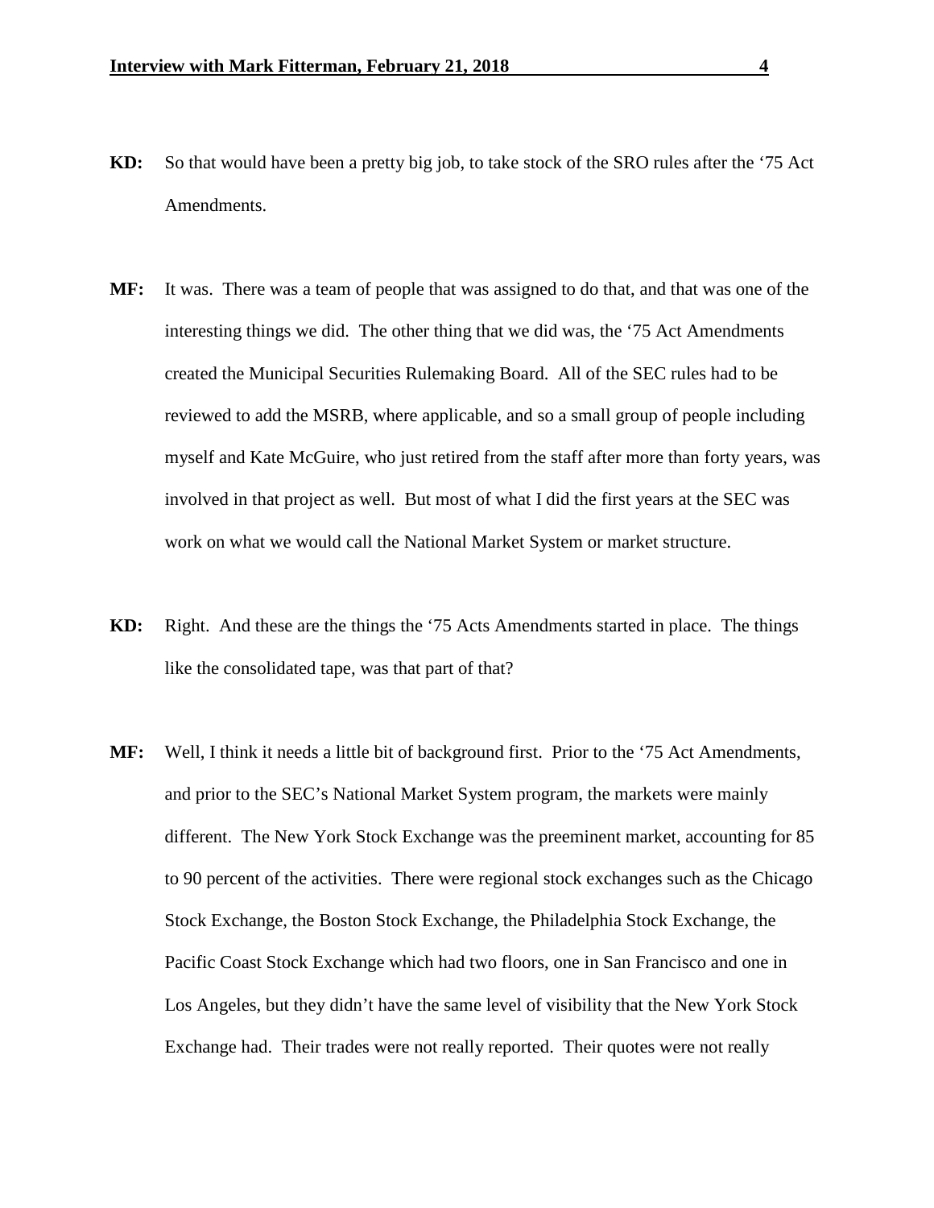**KD:** So that would have been a pretty big job, to take stock of the SRO rules after the '75 Act Amendments.

**MF:** It was. There was a team of people that was assigned to do that, and that was one of the interesting things we did. The other thing that we did was, the '75 Act Amendments created the Municipal Securities Rulemaking Board. All of the SEC rules had to be reviewed to add the MSRB, where applicable, and so a small group of people including myself and Kate McGuire, who just retired from the staff after more than forty years, was involved in that project as well. But most of what I did the first years at the SEC was work on what we would call the National Market System or market structure.

**KD:** Right. And these are the things the '75 Acts Amendments started in place. The things like the consolidated tape, was that part of that?

**MF:** Well, I think it needs a little bit of background first. Prior to the '75 Act Amendments, and prior to the SEC's National Market System program, the markets were mainly different. The New York Stock Exchange was the preeminent market, accounting for 85 to 90 percent of the activities. There were regional stock exchanges such as the Chicago Stock Exchange, the Boston Stock Exchange, the Philadelphia Stock Exchange, the Pacific Coast Stock Exchange which had two floors, one in San Francisco and one in Los Angeles, but they didn't have the same level of visibility that the New York Stock Exchange had. Their trades were not really reported. Their quotes were not really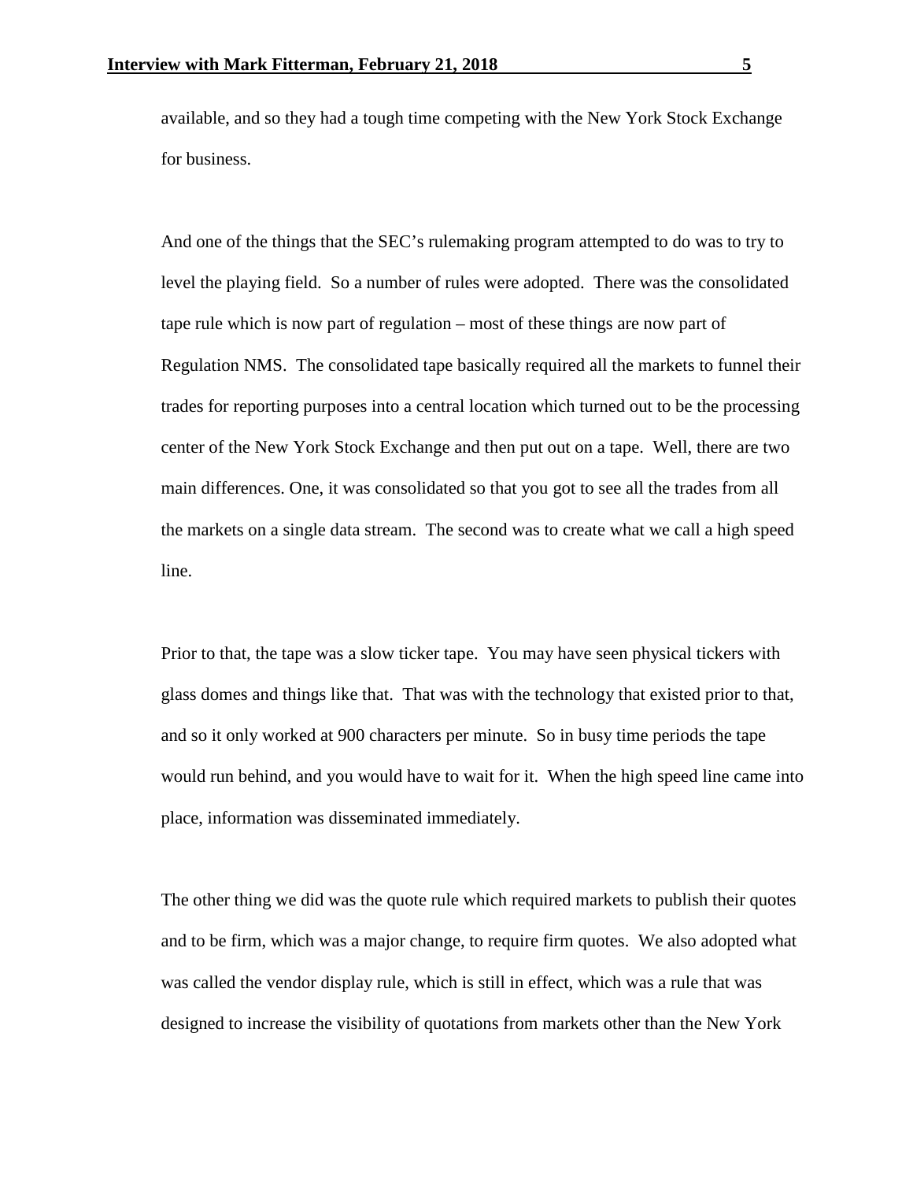available, and so they had a tough time competing with the New York Stock Exchange for business.

And one of the things that the SEC's rulemaking program attempted to do was to try to level the playing field. So a number of rules were adopted. There was the consolidated tape rule which is now part of regulation – most of these things are now part of Regulation NMS. The consolidated tape basically required all the markets to funnel their trades for reporting purposes into a central location which turned out to be the processing center of the New York Stock Exchange and then put out on a tape. Well, there are two main differences. One, it was consolidated so that you got to see all the trades from all the markets on a single data stream. The second was to create what we call a high speed line.

Prior to that, the tape was a slow ticker tape. You may have seen physical tickers with glass domes and things like that. That was with the technology that existed prior to that, and so it only worked at 900 characters per minute. So in busy time periods the tape would run behind, and you would have to wait for it. When the high speed line came into place, information was disseminated immediately.

The other thing we did was the quote rule which required markets to publish their quotes and to be firm, which was a major change, to require firm quotes. We also adopted what was called the vendor display rule, which is still in effect, which was a rule that was designed to increase the visibility of quotations from markets other than the New York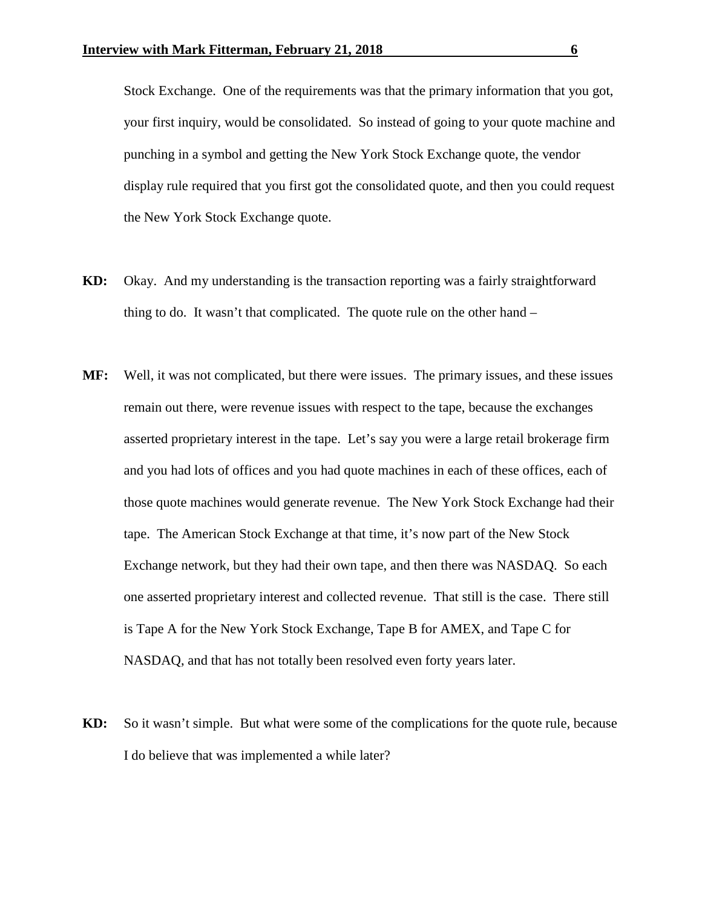Stock Exchange. One of the requirements was that the primary information that you got, your first inquiry, would be consolidated. So instead of going to your quote machine and punching in a symbol and getting the New York Stock Exchange quote, the vendor display rule required that you first got the consolidated quote, and then you could request the New York Stock Exchange quote.

**KD:** Okay. And my understanding is the transaction reporting was a fairly straightforward thing to do. It wasn't that complicated. The quote rule on the other hand –

**MF:** Well, it was not complicated, but there were issues. The primary issues, and these issues remain out there, were revenue issues with respect to the tape, because the exchanges asserted proprietary interest in the tape. Let's say you were a large retail brokerage firm and you had lots of offices and you had quote machines in each of these offices, each of those quote machines would generate revenue. The New York Stock Exchange had their tape. The American Stock Exchange at that time, it's now part of the New Stock Exchange network, but they had their own tape, and then there was NASDAQ. So each one asserted proprietary interest and collected revenue. That still is the case. There still is Tape A for the New York Stock Exchange, Tape B for AMEX, and Tape C for NASDAQ, and that has not totally been resolved even forty years later.

**KD:** So it wasn't simple. But what were some of the complications for the quote rule, because I do believe that was implemented a while later?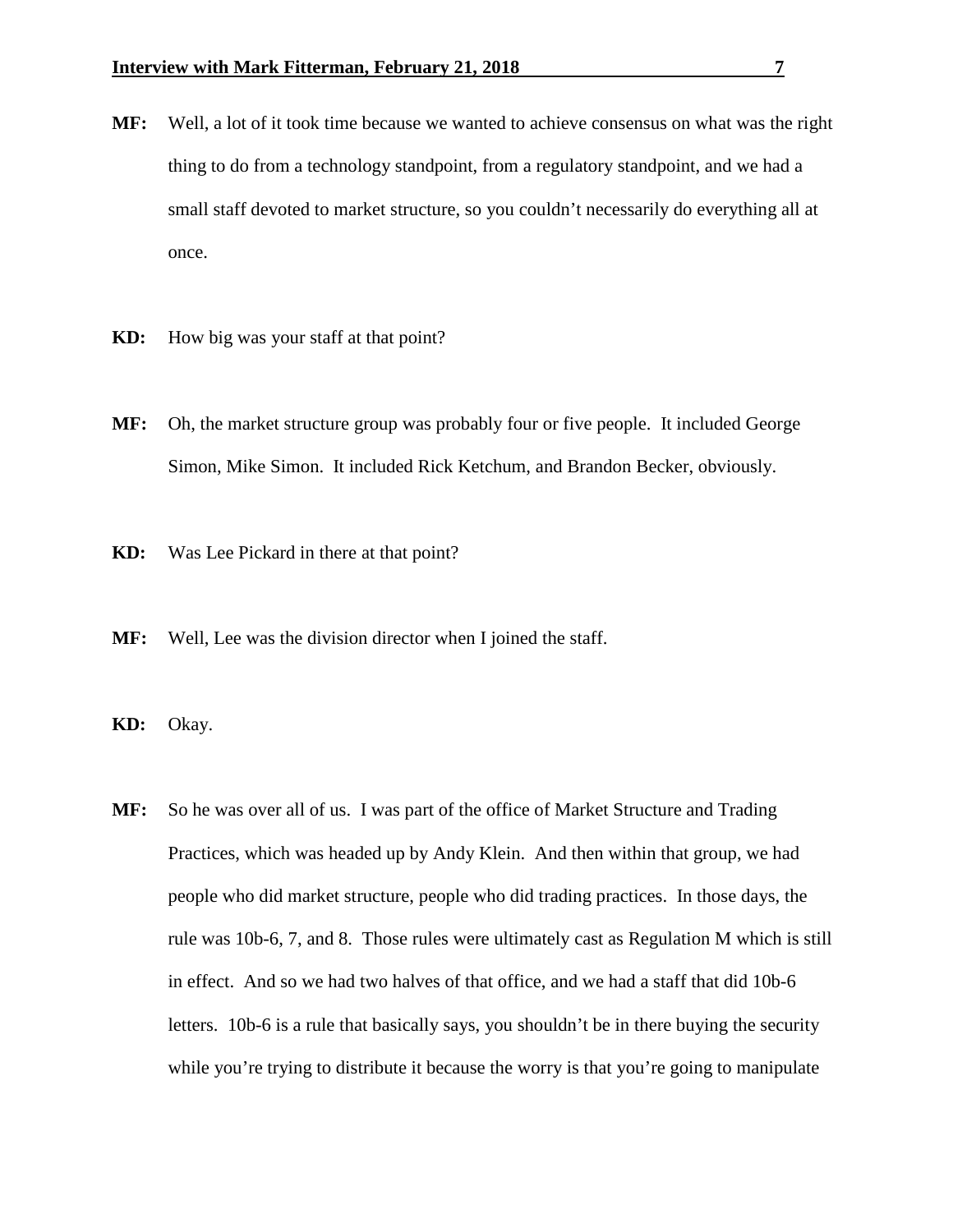**MF:** Well, a lot of it took time because we wanted to achieve consensus on what was the right thing to do from a technology standpoint, from a regulatory standpoint, and we had a small staff devoted to market structure, so you couldn't necessarily do everything all at once.

**KD:** How big was your staff at that point?

**MF:** Oh, the market structure group was probably four or five people. It included George Simon, Mike Simon. It included Rick Ketchum, and Brandon Becker, obviously.

**KD:** Was Lee Pickard in there at that point?

**MF:** Well, Lee was the division director when I joined the staff.

**KD:** Okay.

**MF:** So he was over all of us. I was part of the office of Market Structure and Trading Practices, which was headed up by Andy Klein. And then within that group, we had people who did market structure, people who did trading practices. In those days, the rule was 10b-6, 7, and 8. Those rules were ultimately cast as Regulation M which is still in effect. And so we had two halves of that office, and we had a staff that did 10b-6 letters. 10b-6 is a rule that basically says, you shouldn't be in there buying the security while you're trying to distribute it because the worry is that you're going to manipulate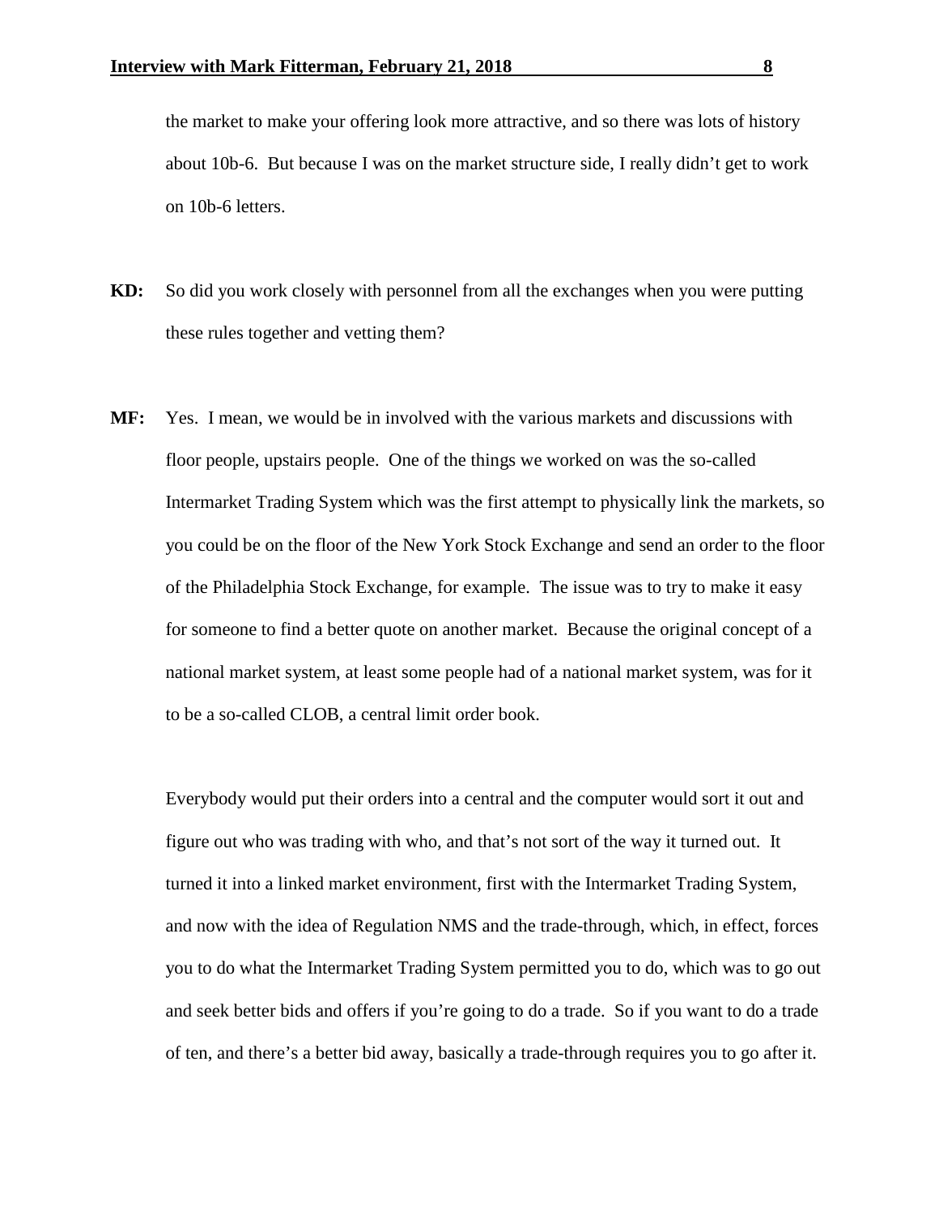the market to make your offering look more attractive, and so there was lots of history about 10b-6. But because I was on the market structure side, I really didn't get to work on 10b-6 letters.

**KD:** So did you work closely with personnel from all the exchanges when you were putting these rules together and vetting them?

**MF:** Yes. I mean, we would be in involved with the various markets and discussions with floor people, upstairs people. One of the things we worked on was the so-called Intermarket Trading System which was the first attempt to physically link the markets, so you could be on the floor of the New York Stock Exchange and send an order to the floor of the Philadelphia Stock Exchange, for example. The issue was to try to make it easy for someone to find a better quote on another market. Because the original concept of a national market system, at least some people had of a national market system, was for it to be a so-called CLOB, a central limit order book.

Everybody would put their orders into a central and the computer would sort it out and figure out who was trading with who, and that's not sort of the way it turned out. It turned it into a linked market environment, first with the Intermarket Trading System, and now with the idea of Regulation NMS and the trade-through, which, in effect, forces you to do what the Intermarket Trading System permitted you to do, which was to go out and seek better bids and offers if you're going to do a trade. So if you want to do a trade of ten, and there's a better bid away, basically a trade-through requires you to go after it.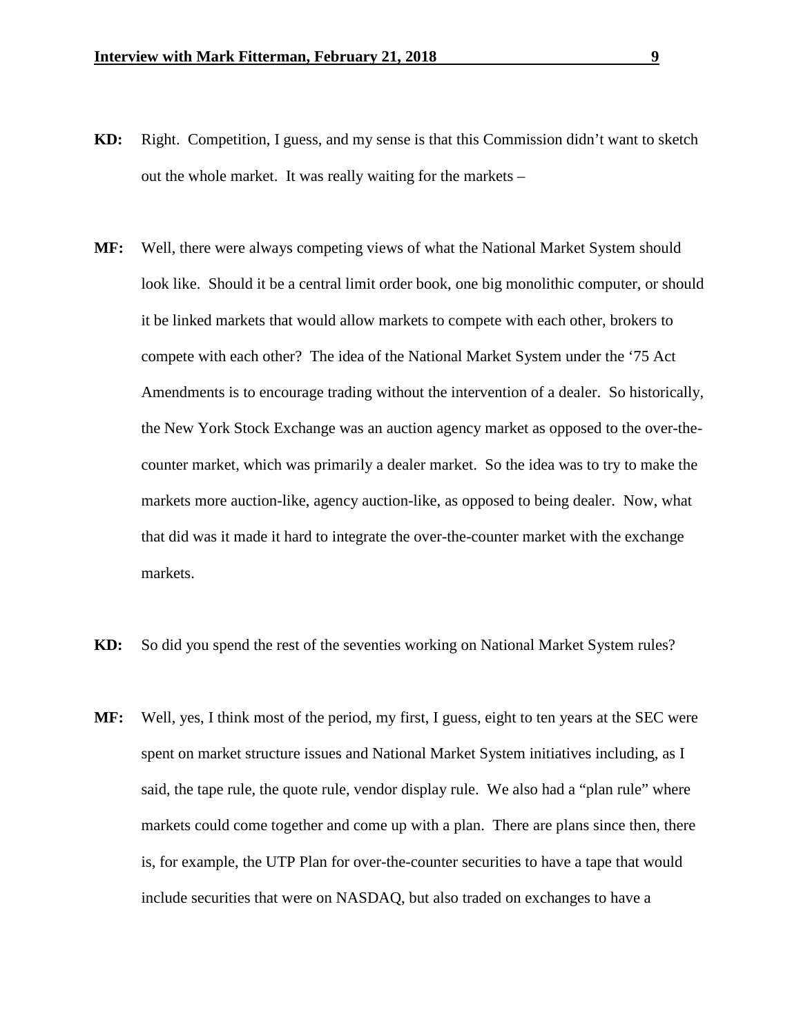**KD:** Right. Competition, I guess, and my sense is that this Commission didn't want to sketch out the whole market. It was really waiting for the markets –

**MF:** Well, there were always competing views of what the National Market System should look like. Should it be a central limit order book, one big monolithic computer, or should it be linked markets that would allow markets to compete with each other, brokers to compete with each other? The idea of the National Market System under the '75 Act Amendments is to encourage trading without the intervention of a dealer. So historically, the New York Stock Exchange was an auction agency market as opposed to the over-the-counter market, which was primarily a dealer market. So the idea was to try to make the markets more auction-like, agency auction-like, as opposed to being dealer. Now, what that did was it made it hard to integrate the over-the-counter market with the exchange markets.

**KD:** So did you spend the rest of the seventies working on National Market System rules?

**MF:** Well, yes, I think most of the period, my first, I guess, eight to ten years at the SEC were spent on market structure issues and National Market System initiatives including, as I said, the tape rule, the quote rule, vendor display rule. We also had a "plan rule" where markets could come together and come up with a plan. There are plans since then, there is, for example, the UTP Plan for over-the-counter securities to have a tape that would include securities that were on NASDAQ, but also traded on exchanges to have a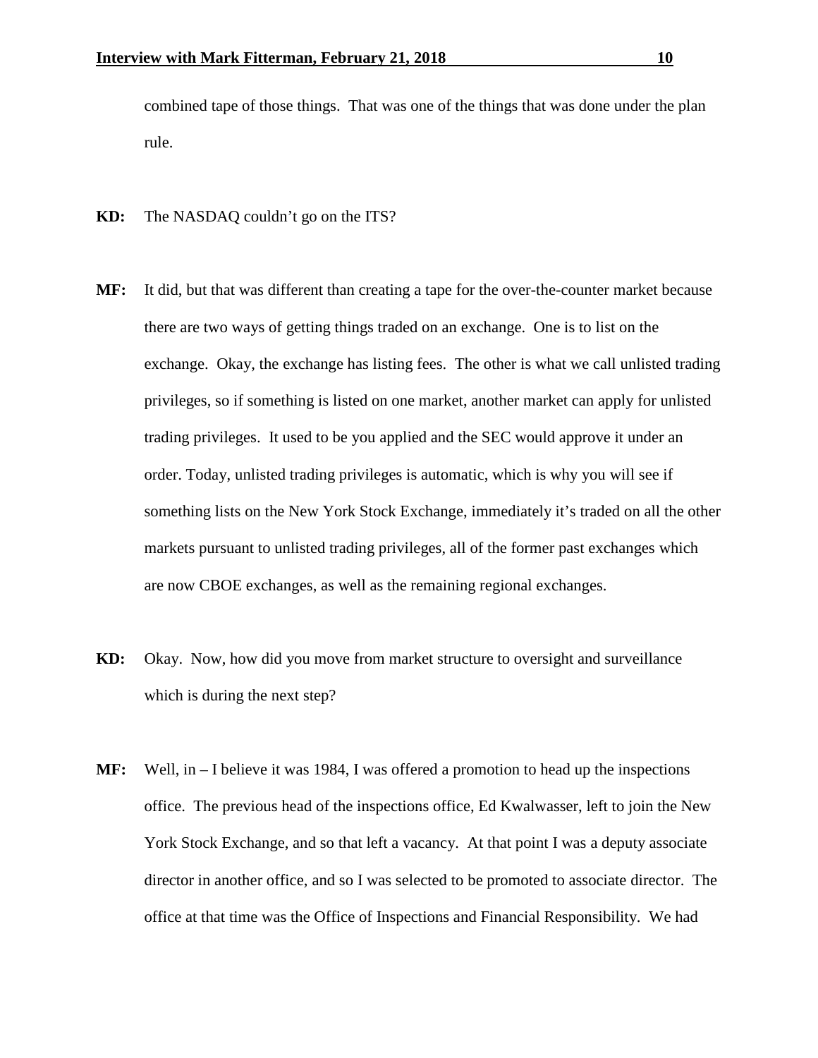combined tape of those things. That was one of the things that was done under the plan rule.

**KD:** The NASDAQ couldn't go on the ITS?

**MF:** It did, but that was different than creating a tape for the over-the-counter market because there are two ways of getting things traded on an exchange. One is to list on the exchange. Okay, the exchange has listing fees. The other is what we call unlisted trading privileges, so if something is listed on one market, another market can apply for unlisted trading privileges. It used to be you applied and the SEC would approve it under an order. Today, unlisted trading privileges is automatic, which is why you will see if something lists on the New York Stock Exchange, immediately it's traded on all the other markets pursuant to unlisted trading privileges, all of the former past exchanges which are now CBOE exchanges, as well as the remaining regional exchanges.

**KD:** Okay. Now, how did you move from market structure to oversight and surveillance which is during the next step?

**MF:** Well, in – I believe it was 1984, I was offered a promotion to head up the inspections office. The previous head of the inspections office, Ed Kwalwasser, left to join the New York Stock Exchange, and so that left a vacancy. At that point I was a deputy associate director in another office, and so I was selected to be promoted to associate director. The office at that time was the Office of Inspections and Financial Responsibility. We had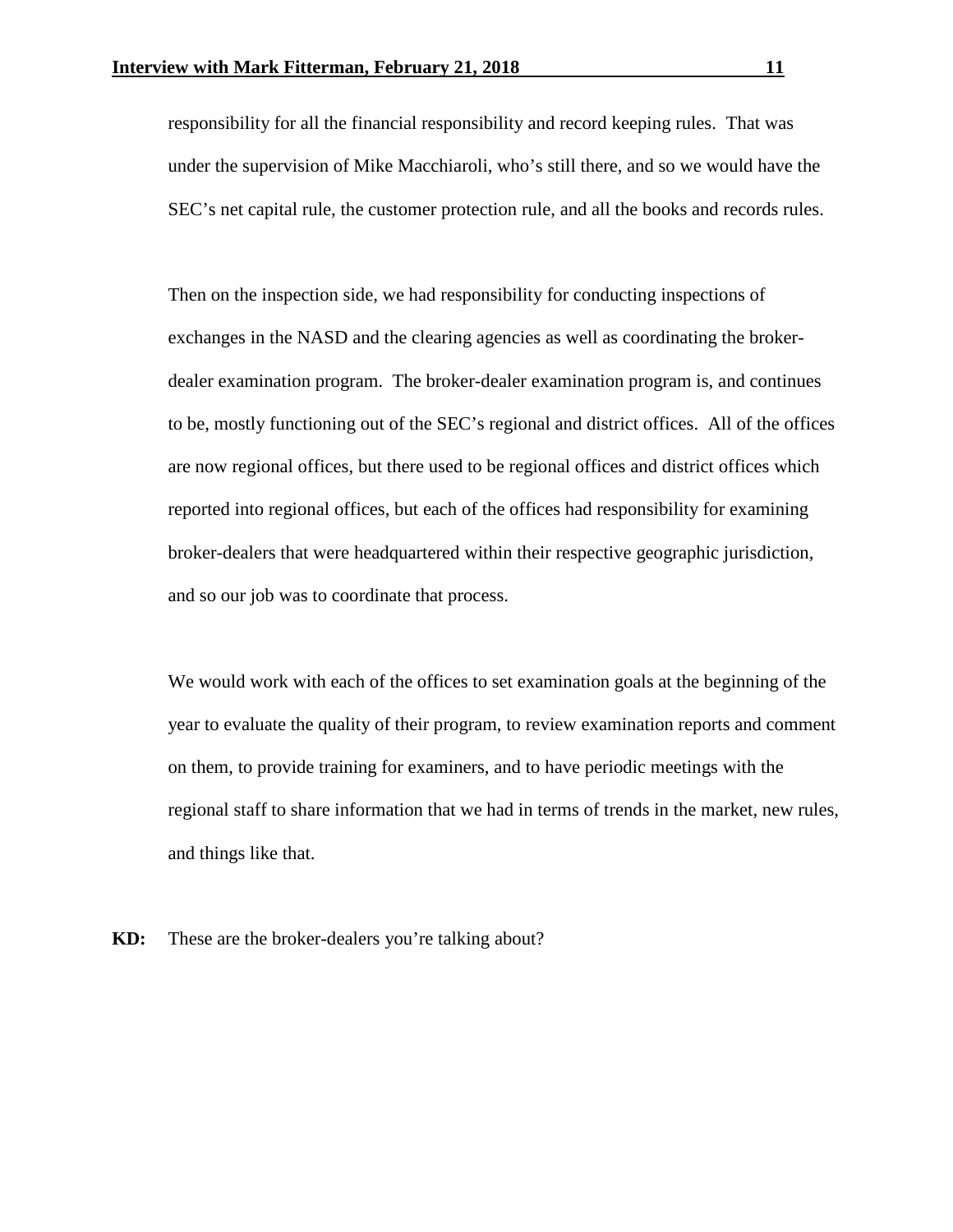responsibility for all the financial responsibility and record keeping rules. That was under the supervision of Mike Macchiaroli, who's still there, and so we would have the SEC's net capital rule, the customer protection rule, and all the books and records rules.

Then on the inspection side, we had responsibility for conducting inspections of exchanges in the NASD and the clearing agencies as well as coordinating the broker-dealer examination program. The broker-dealer examination program is, and continues to be, mostly functioning out of the SEC's regional and district offices. All of the offices are now regional offices, but there used to be regional offices and district offices which reported into regional offices, but each of the offices had responsibility for examining broker-dealers that were headquartered within their respective geographic jurisdiction, and so our job was to coordinate that process.

We would work with each of the offices to set examination goals at the beginning of the year to evaluate the quality of their program, to review examination reports and comment on them, to provide training for examiners, and to have periodic meetings with the regional staff to share information that we had in terms of trends in the market, new rules, and things like that.

**KD:** These are the broker-dealers you're talking about?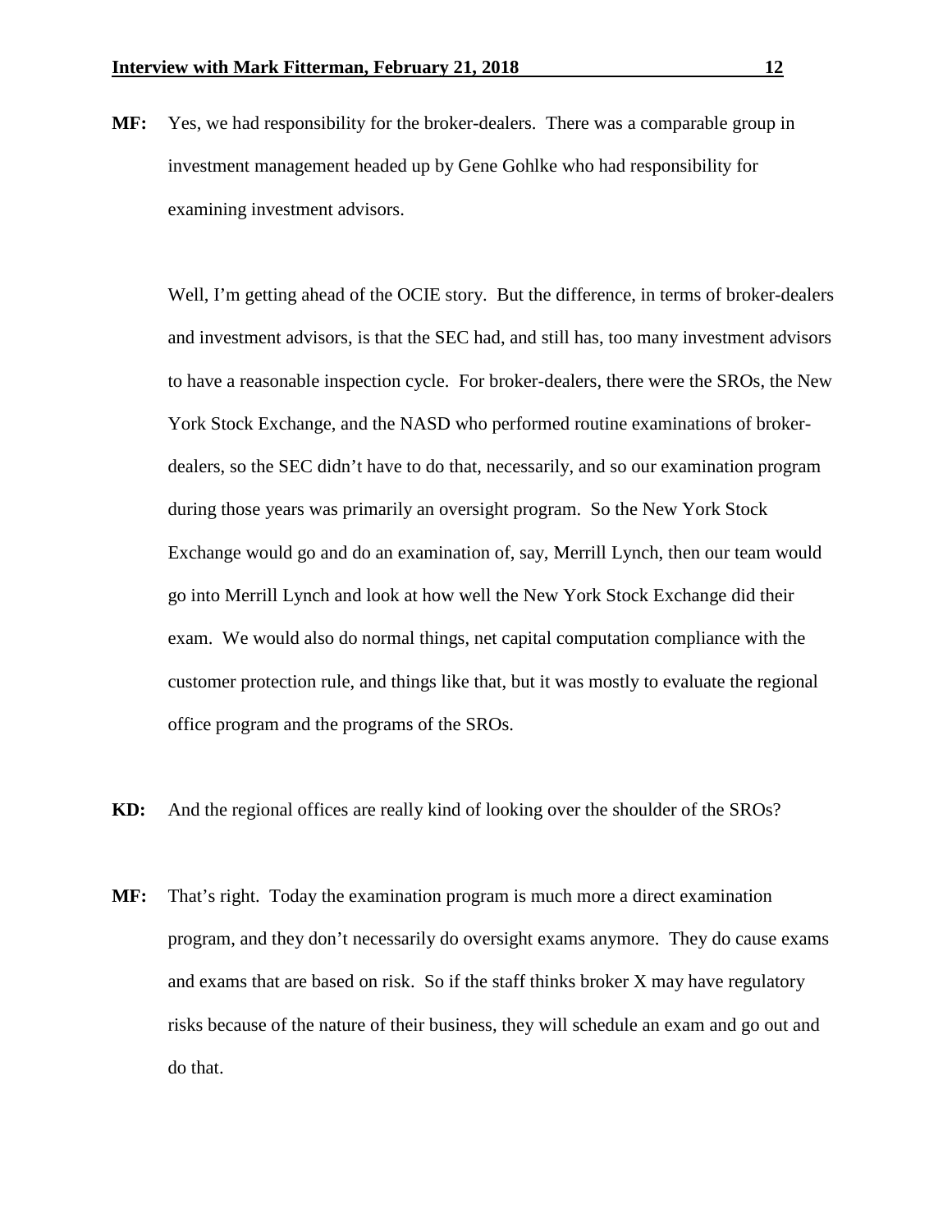**MF:** Yes, we had responsibility for the broker-dealers. There was a comparable group in investment management headed up by Gene Gohlke who had responsibility for examining investment advisors.

Well, I'm getting ahead of the OCIE story. But the difference, in terms of broker-dealers and investment advisors, is that the SEC had, and still has, too many investment advisors to have a reasonable inspection cycle. For broker-dealers, there were the SROs, the New York Stock Exchange, and the NASD who performed routine examinations of broker-dealers, so the SEC didn't have to do that, necessarily, and so our examination program during those years was primarily an oversight program. So the New York Stock Exchange would go and do an examination of, say, Merrill Lynch, then our team would go into Merrill Lynch and look at how well the New York Stock Exchange did their exam. We would also do normal things, net capital computation compliance with the customer protection rule, and things like that, but it was mostly to evaluate the regional office program and the programs of the SROs.

**KD:** And the regional offices are really kind of looking over the shoulder of the SROs?

**MF:** That's right. Today the examination program is much more a direct examination program, and they don't necessarily do oversight exams anymore. They do cause exams and exams that are based on risk. So if the staff thinks broker X may have regulatory risks because of the nature of their business, they will schedule an exam and go out and do that.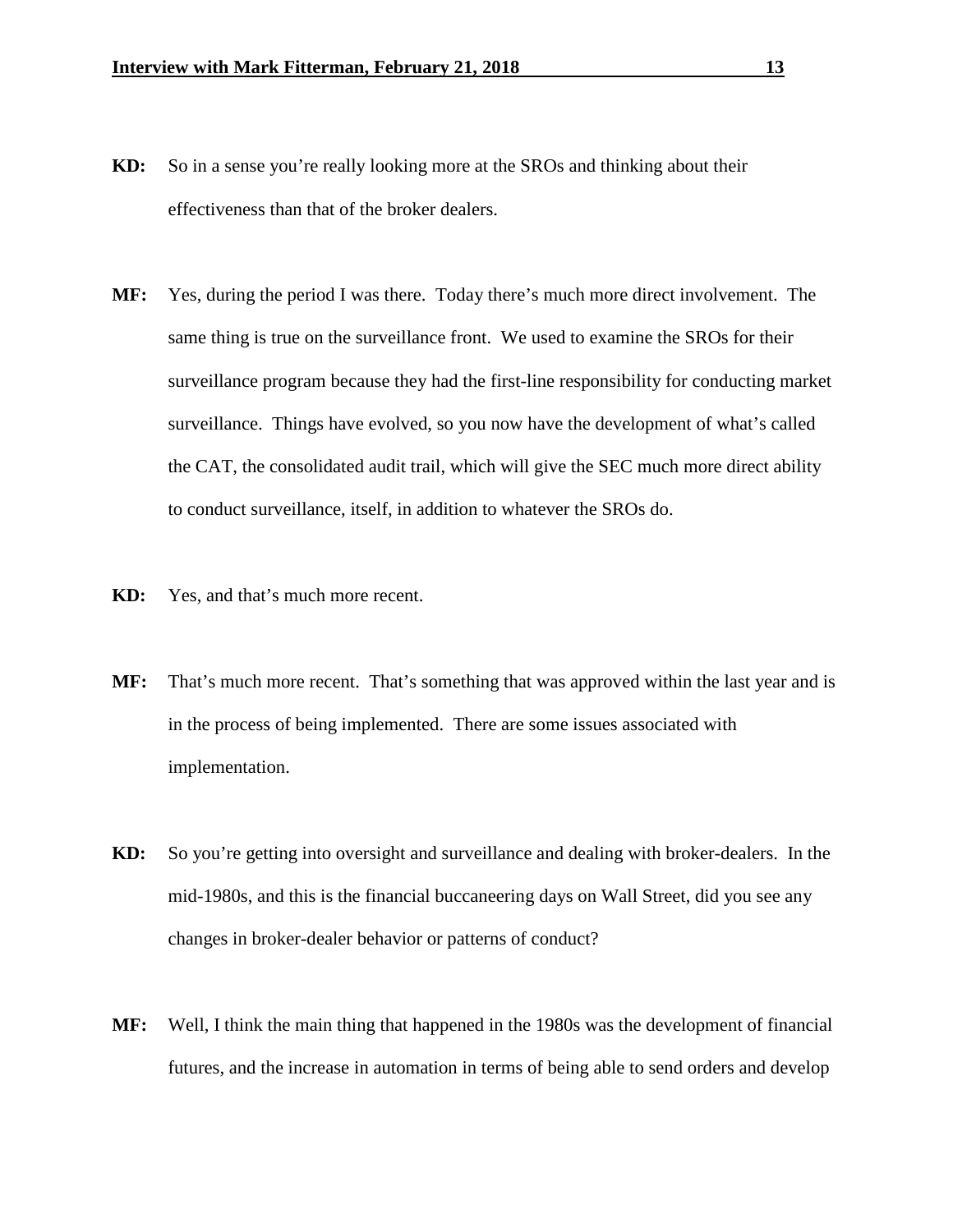**KD:** So in a sense you're really looking more at the SROs and thinking about their effectiveness than that of the broker dealers.

**MF:** Yes, during the period I was there. Today there's much more direct involvement. The same thing is true on the surveillance front. We used to examine the SROs for their surveillance program because they had the first-line responsibility for conducting market surveillance. Things have evolved, so you now have the development of what's called the CAT, the consolidated audit trail, which will give the SEC much more direct ability to conduct surveillance, itself, in addition to whatever the SROs do.

**KD:** Yes, and that's much more recent.

**MF:** That's much more recent. That's something that was approved within the last year and is in the process of being implemented. There are some issues associated with implementation.

**KD:** So you're getting into oversight and surveillance and dealing with broker-dealers. In the mid-1980s, and this is the financial buccaneering days on Wall Street, did you see any changes in broker-dealer behavior or patterns of conduct?

**MF:** Well, I think the main thing that happened in the 1980s was the development of financial futures, and the increase in automation in terms of being able to send orders and develop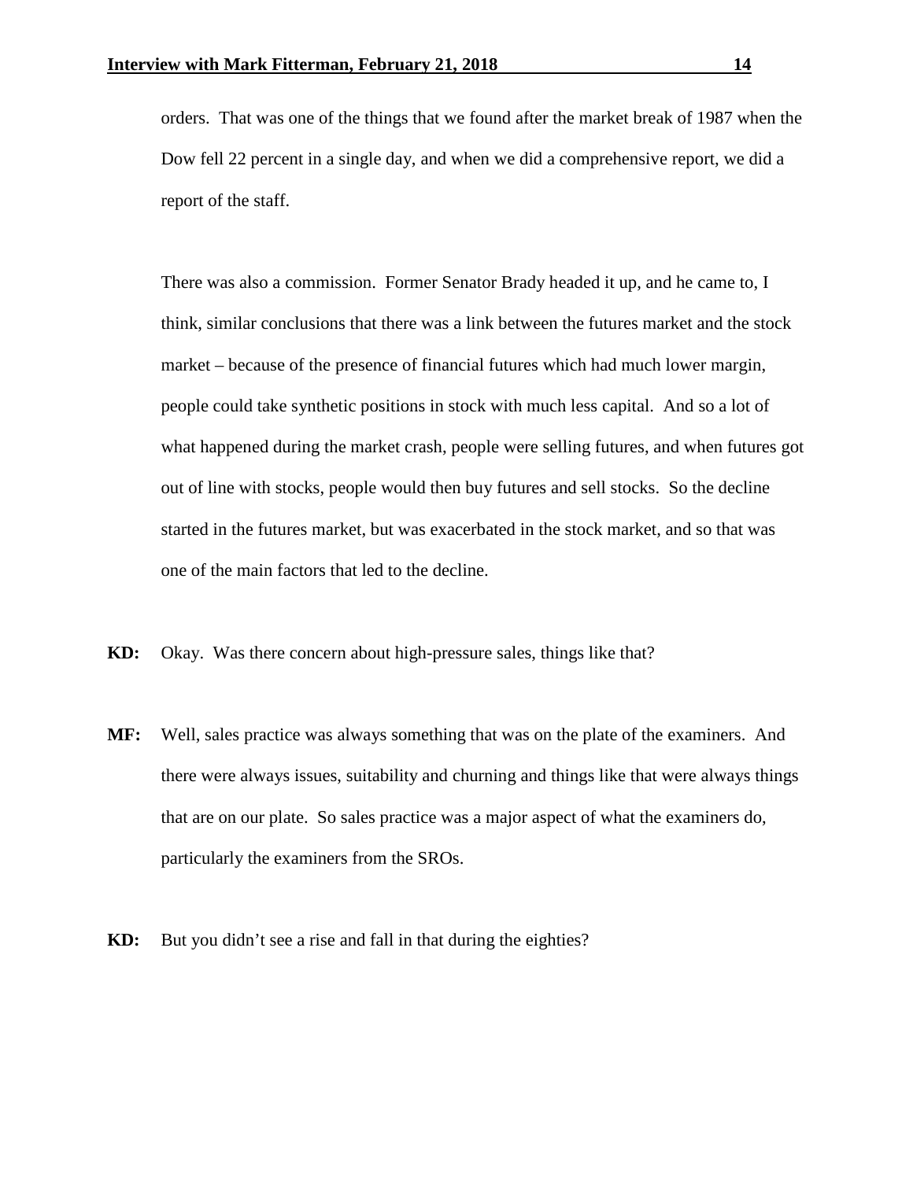orders. That was one of the things that we found after the market break of 1987 when the Dow fell 22 percent in a single day, and when we did a comprehensive report, we did a report of the staff.

There was also a commission. Former Senator Brady headed it up, and he came to, I think, similar conclusions that there was a link between the futures market and the stock market – because of the presence of financial futures which had much lower margin, people could take synthetic positions in stock with much less capital. And so a lot of what happened during the market crash, people were selling futures, and when futures got out of line with stocks, people would then buy futures and sell stocks. So the decline started in the futures market, but was exacerbated in the stock market, and so that was one of the main factors that led to the decline.

**KD:** Okay. Was there concern about high-pressure sales, things like that?

**MF:** Well, sales practice was always something that was on the plate of the examiners. And there were always issues, suitability and churning and things like that were always things that are on our plate. So sales practice was a major aspect of what the examiners do, particularly the examiners from the SROs.

**KD:** But you didn't see a rise and fall in that during the eighties?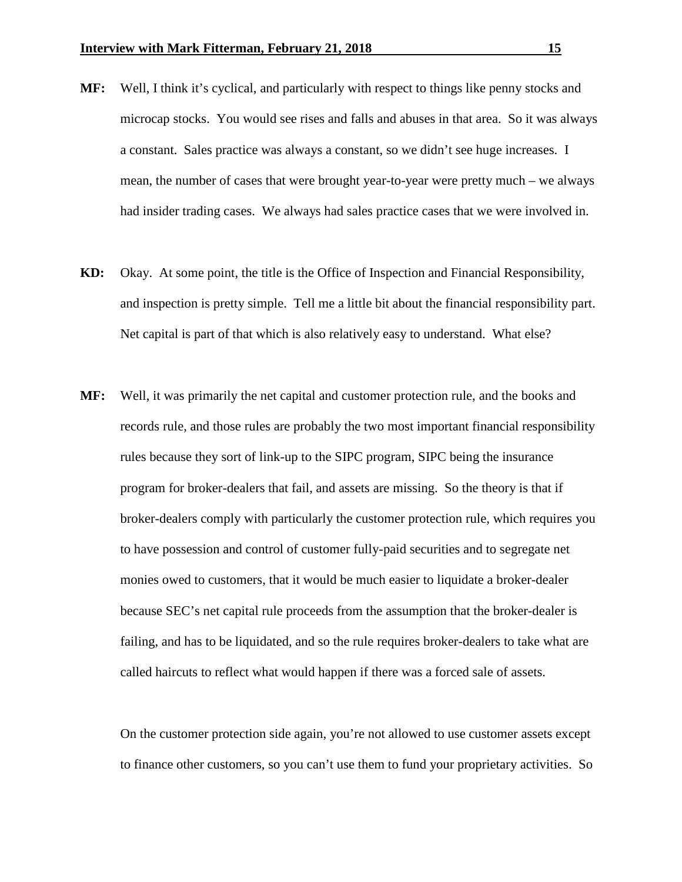**MF:** Well, I think it's cyclical, and particularly with respect to things like penny stocks and microcap stocks. You would see rises and falls and abuses in that area. So it was always a constant. Sales practice was always a constant, so we didn't see huge increases. I mean, the number of cases that were brought year-to-year were pretty much – we always had insider trading cases. We always had sales practice cases that we were involved in.

**KD:** Okay. At some point, the title is the Office of Inspection and Financial Responsibility, and inspection is pretty simple. Tell me a little bit about the financial responsibility part. Net capital is part of that which is also relatively easy to understand. What else?

**MF:** Well, it was primarily the net capital and customer protection rule, and the books and records rule, and those rules are probably the two most important financial responsibility rules because they sort of link-up to the SIPC program, SIPC being the insurance program for broker-dealers that fail, and assets are missing. So the theory is that if broker-dealers comply with particularly the customer protection rule, which requires you to have possession and control of customer fully-paid securities and to segregate net monies owed to customers, that it would be much easier to liquidate a broker-dealer because SEC's net capital rule proceeds from the assumption that the broker-dealer is failing, and has to be liquidated, and so the rule requires broker-dealers to take what are called haircuts to reflect what would happen if there was a forced sale of assets.

On the customer protection side again, you're not allowed to use customer assets except to finance other customers, so you can't use them to fund your proprietary activities. So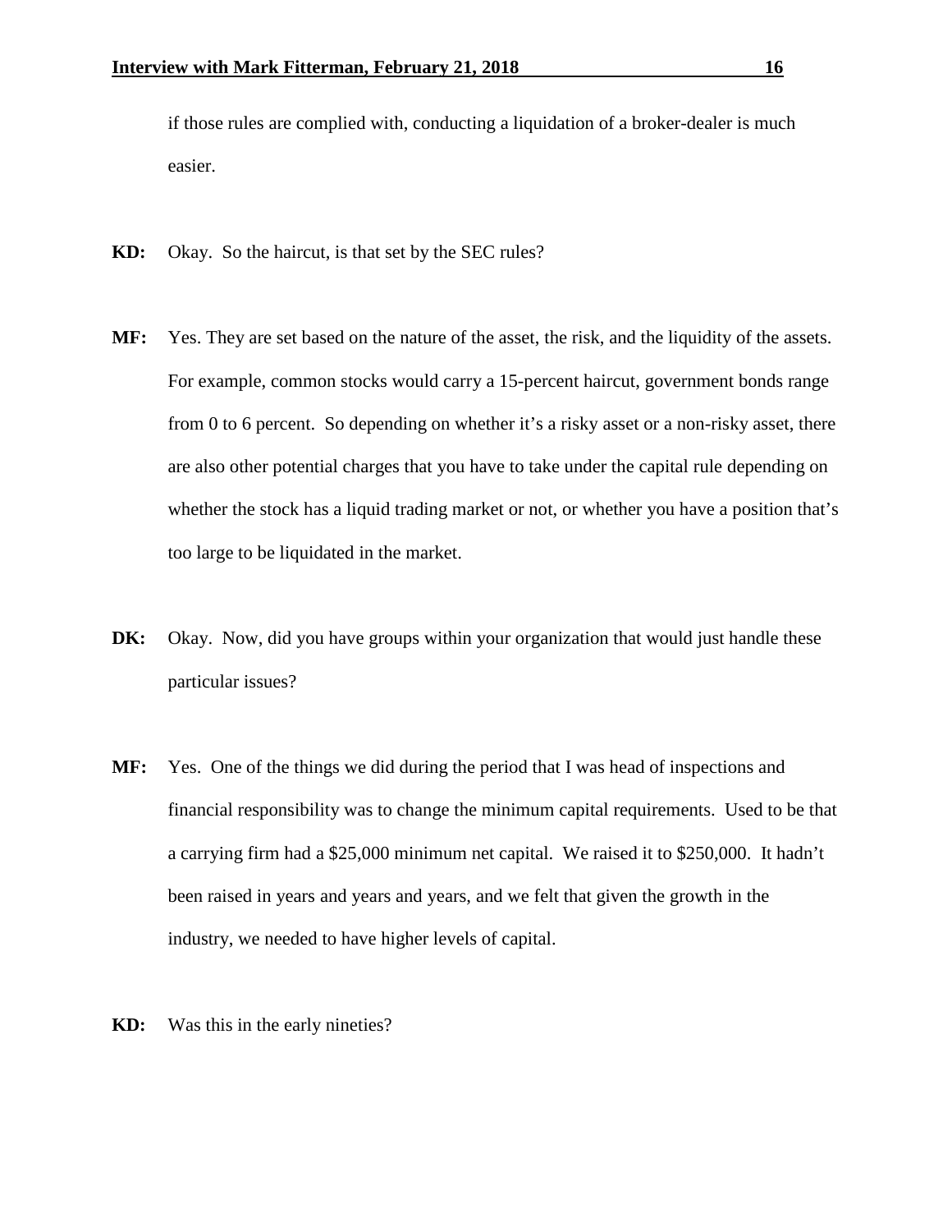if those rules are complied with, conducting a liquidation of a broker-dealer is much easier.

**KD:** Okay. So the haircut, is that set by the SEC rules?

**MF:** Yes. They are set based on the nature of the asset, the risk, and the liquidity of the assets. For example, common stocks would carry a 15-percent haircut, government bonds range from 0 to 6 percent. So depending on whether it's a risky asset or a non-risky asset, there are also other potential charges that you have to take under the capital rule depending on whether the stock has a liquid trading market or not, or whether you have a position that's too large to be liquidated in the market.

**DK:** Okay. Now, did you have groups within your organization that would just handle these particular issues?

**MF:** Yes. One of the things we did during the period that I was head of inspections and financial responsibility was to change the minimum capital requirements. Used to be that a carrying firm had a $25,000 minimum net capital. We raised it to $250,000. It hadn't been raised in years and years and years, and we felt that given the growth in the industry, we needed to have higher levels of capital.

**KD:** Was this in the early nineties?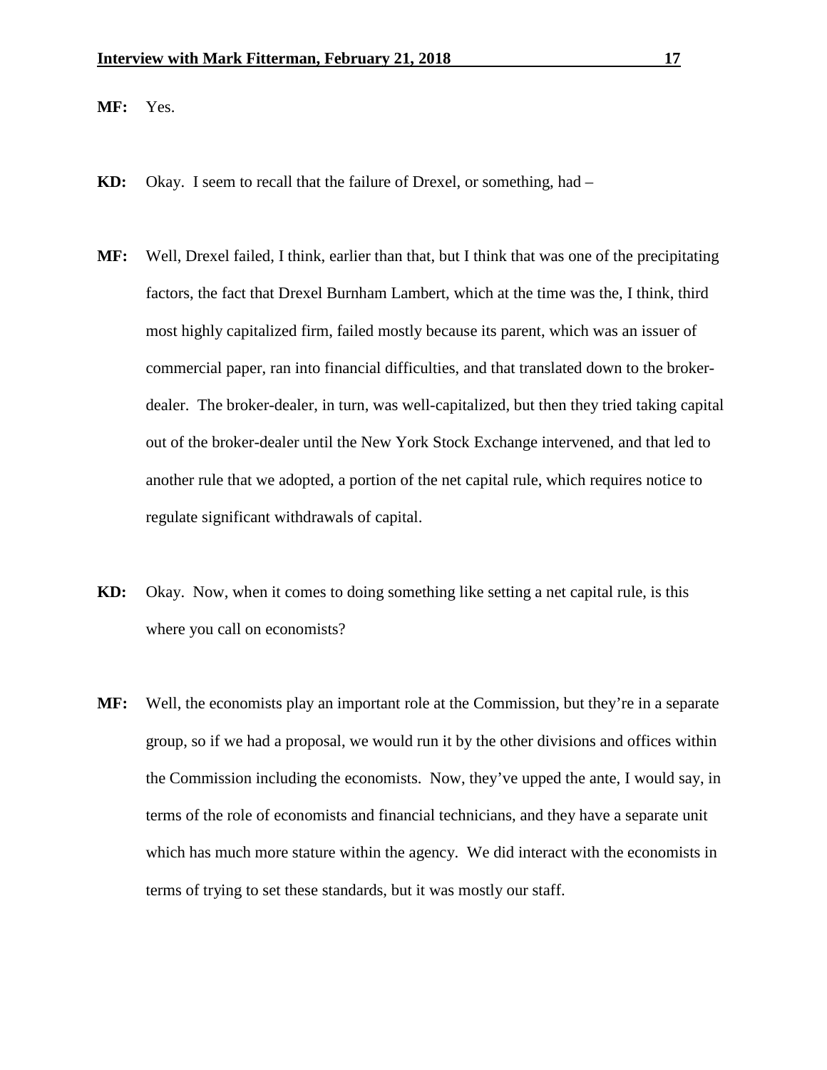**MF:** Yes.

**KD:** Okay. I seem to recall that the failure of Drexel, or something, had –

**MF:** Well, Drexel failed, I think, earlier than that, but I think that was one of the precipitating factors, the fact that Drexel Burnham Lambert, which at the time was the, I think, third most highly capitalized firm, failed mostly because its parent, which was an issuer of commercial paper, ran into financial difficulties, and that translated down to the broker-dealer. The broker-dealer, in turn, was well-capitalized, but then they tried taking capital out of the broker-dealer until the New York Stock Exchange intervened, and that led to another rule that we adopted, a portion of the net capital rule, which requires notice to regulate significant withdrawals of capital.

**KD:** Okay. Now, when it comes to doing something like setting a net capital rule, is this where you call on economists?

**MF:** Well, the economists play an important role at the Commission, but they're in a separate group, so if we had a proposal, we would run it by the other divisions and offices within the Commission including the economists. Now, they've upped the ante, I would say, in terms of the role of economists and financial technicians, and they have a separate unit which has much more stature within the agency. We did interact with the economists in terms of trying to set these standards, but it was mostly our staff.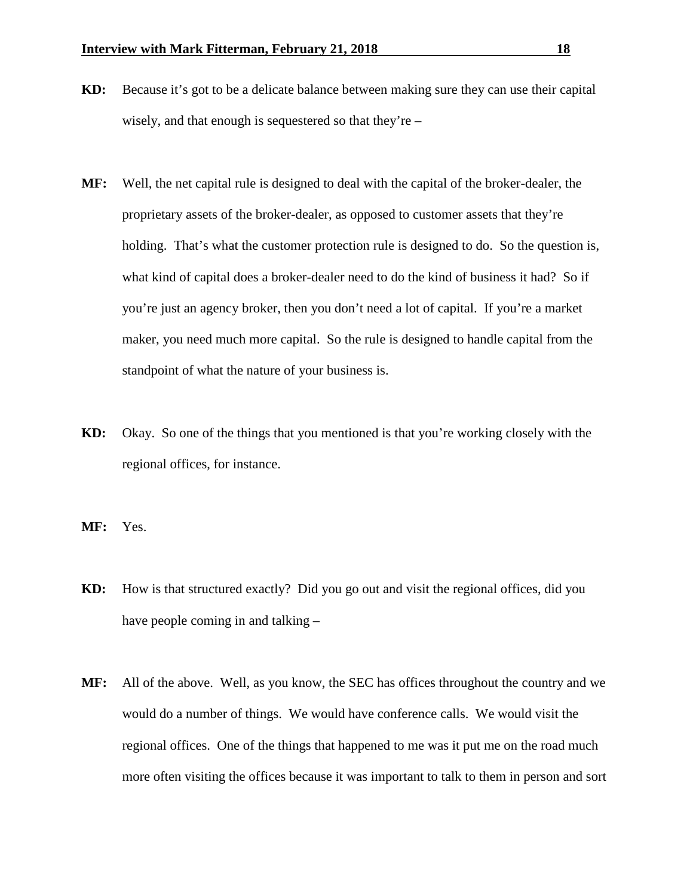**KD:** Because it's got to be a delicate balance between making sure they can use their capital wisely, and that enough is sequestered so that they're –

**MF:** Well, the net capital rule is designed to deal with the capital of the broker-dealer, the proprietary assets of the broker-dealer, as opposed to customer assets that they're holding. That's what the customer protection rule is designed to do. So the question is, what kind of capital does a broker-dealer need to do the kind of business it had? So if you're just an agency broker, then you don't need a lot of capital. If you're a market maker, you need much more capital. So the rule is designed to handle capital from the standpoint of what the nature of your business is.

**KD:** Okay. So one of the things that you mentioned is that you're working closely with the regional offices, for instance.

**MF:** Yes.

**KD:** How is that structured exactly? Did you go out and visit the regional offices, did you have people coming in and talking –

**MF:** All of the above. Well, as you know, the SEC has offices throughout the country and we would do a number of things. We would have conference calls. We would visit the regional offices. One of the things that happened to me was it put me on the road much more often visiting the offices because it was important to talk to them in person and sort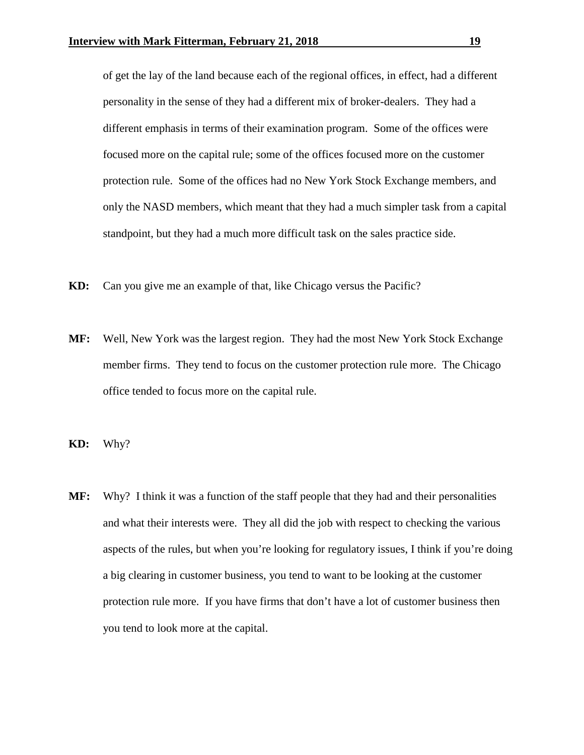of get the lay of the land because each of the regional offices, in effect, had a different personality in the sense of they had a different mix of broker-dealers. They had a different emphasis in terms of their examination program. Some of the offices were focused more on the capital rule; some of the offices focused more on the customer protection rule. Some of the offices had no New York Stock Exchange members, and only the NASD members, which meant that they had a much simpler task from a capital standpoint, but they had a much more difficult task on the sales practice side.

**KD:** Can you give me an example of that, like Chicago versus the Pacific?

**MF:** Well, New York was the largest region. They had the most New York Stock Exchange member firms. They tend to focus on the customer protection rule more. The Chicago office tended to focus more on the capital rule.

**KD:** Why?

**MF:** Why? I think it was a function of the staff people that they had and their personalities and what their interests were. They all did the job with respect to checking the various aspects of the rules, but when you're looking for regulatory issues, I think if you're doing a big clearing in customer business, you tend to want to be looking at the customer protection rule more. If you have firms that don't have a lot of customer business then you tend to look more at the capital.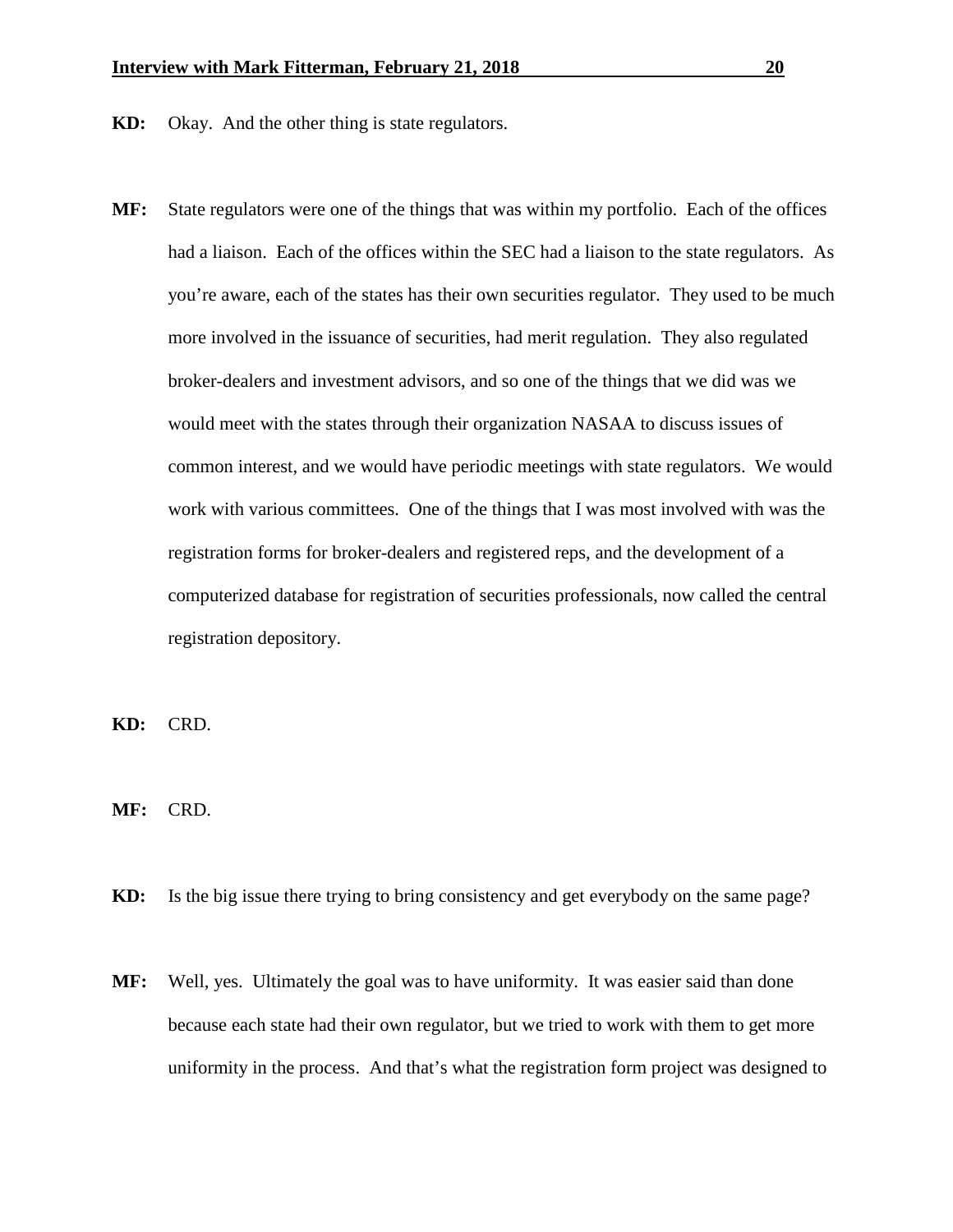**KD:** Okay. And the other thing is state regulators.

**MF:** State regulators were one of the things that was within my portfolio. Each of the offices had a liaison. Each of the offices within the SEC had a liaison to the state regulators. As you're aware, each of the states has their own securities regulator. They used to be much more involved in the issuance of securities, had merit regulation. They also regulated broker-dealers and investment advisors, and so one of the things that we did was we would meet with the states through their organization NASAA to discuss issues of common interest, and we would have periodic meetings with state regulators. We would work with various committees. One of the things that I was most involved with was the registration forms for broker-dealers and registered reps, and the development of a computerized database for registration of securities professionals, now called the central registration depository.

**KD:** CRD.

**MF:** CRD.

**KD:** Is the big issue there trying to bring consistency and get everybody on the same page?

**MF:** Well, yes. Ultimately the goal was to have uniformity. It was easier said than done because each state had their own regulator, but we tried to work with them to get more uniformity in the process. And that's what the registration form project was designed to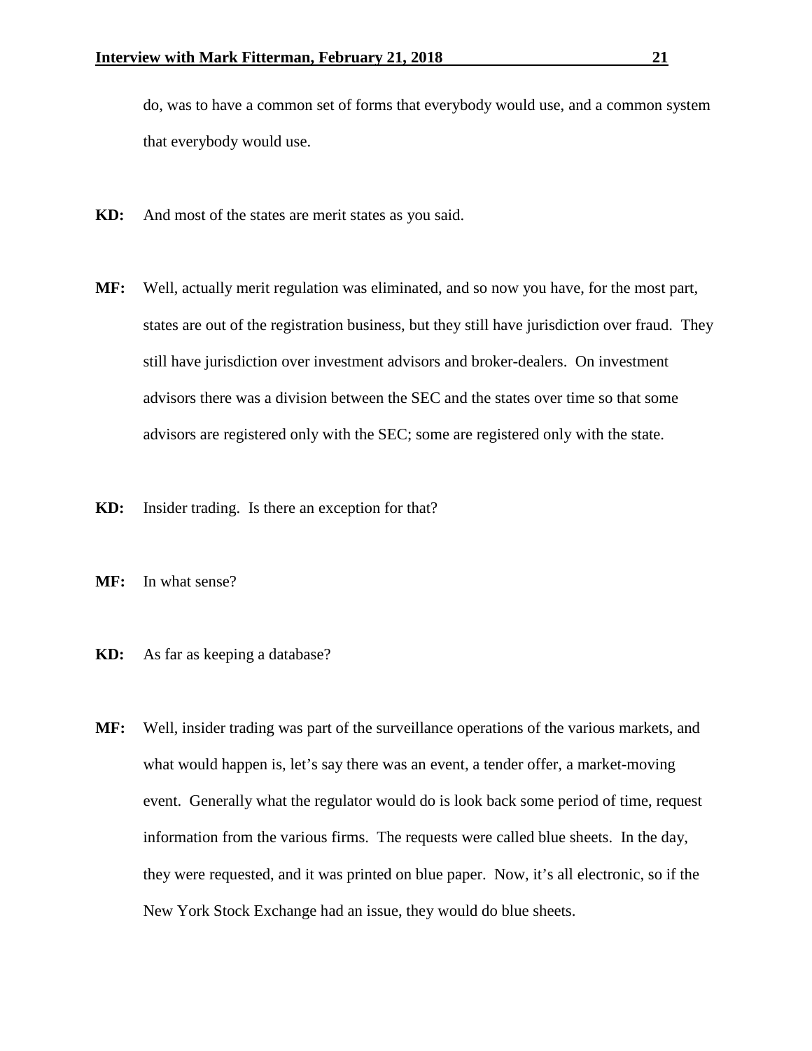do, was to have a common set of forms that everybody would use, and a common system that everybody would use.

**KD:** And most of the states are merit states as you said.

**MF:** Well, actually merit regulation was eliminated, and so now you have, for the most part, states are out of the registration business, but they still have jurisdiction over fraud. They still have jurisdiction over investment advisors and broker-dealers. On investment advisors there was a division between the SEC and the states over time so that some advisors are registered only with the SEC; some are registered only with the state.

**KD:** Insider trading. Is there an exception for that?

**MF:** In what sense?

**KD:** As far as keeping a database?

**MF:** Well, insider trading was part of the surveillance operations of the various markets, and what would happen is, let's say there was an event, a tender offer, a market-moving event. Generally what the regulator would do is look back some period of time, request information from the various firms. The requests were called blue sheets. In the day, they were requested, and it was printed on blue paper. Now, it's all electronic, so if the New York Stock Exchange had an issue, they would do blue sheets.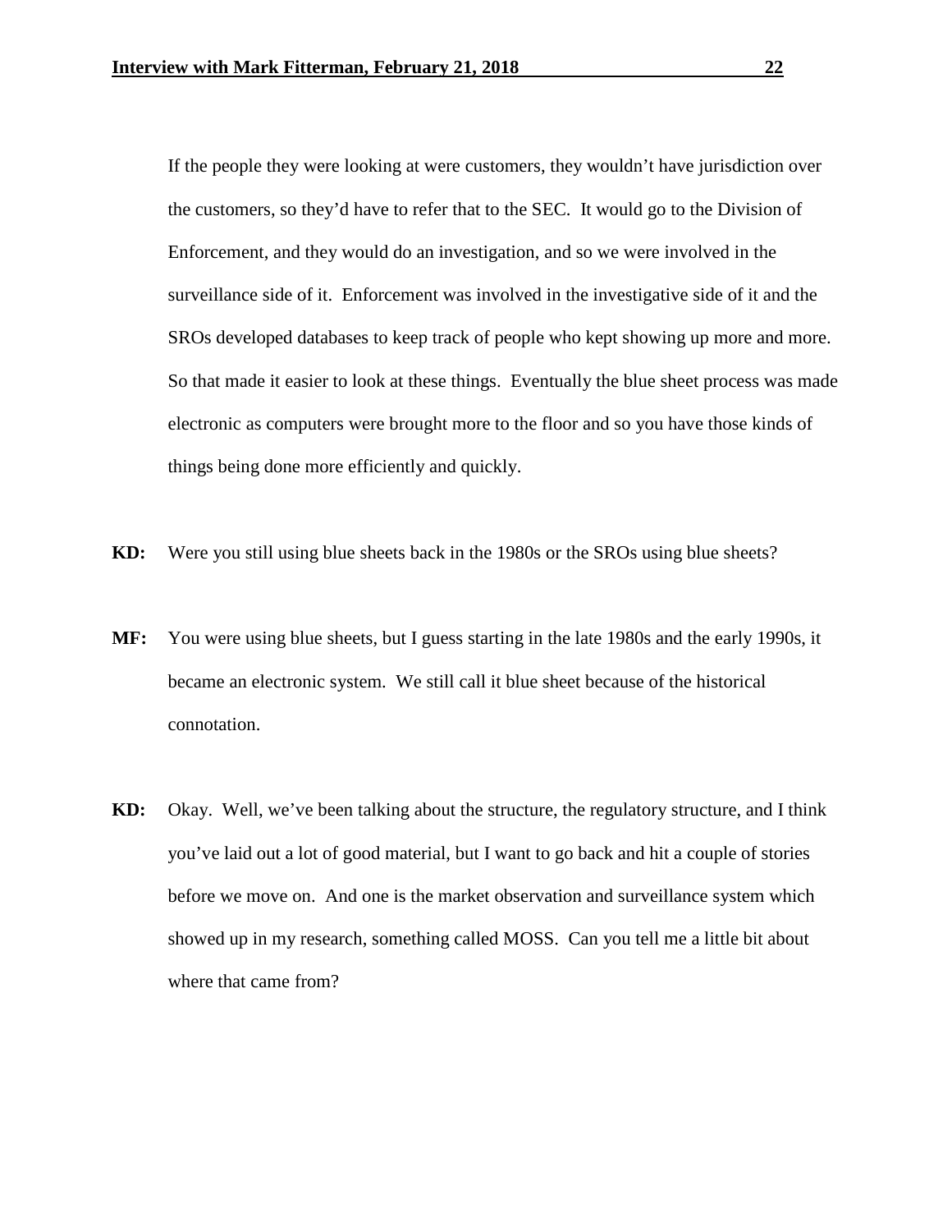If the people they were looking at were customers, they wouldn't have jurisdiction over the customers, so they'd have to refer that to the SEC. It would go to the Division of Enforcement, and they would do an investigation, and so we were involved in the surveillance side of it. Enforcement was involved in the investigative side of it and the SROs developed databases to keep track of people who kept showing up more and more. So that made it easier to look at these things. Eventually the blue sheet process was made electronic as computers were brought more to the floor and so you have those kinds of things being done more efficiently and quickly.

**KD:** Were you still using blue sheets back in the 1980s or the SROs using blue sheets?

**MF:** You were using blue sheets, but I guess starting in the late 1980s and the early 1990s, it became an electronic system. We still call it blue sheet because of the historical connotation.

**KD:** Okay. Well, we've been talking about the structure, the regulatory structure, and I think you've laid out a lot of good material, but I want to go back and hit a couple of stories before we move on. And one is the market observation and surveillance system which showed up in my research, something called MOSS. Can you tell me a little bit about where that came from?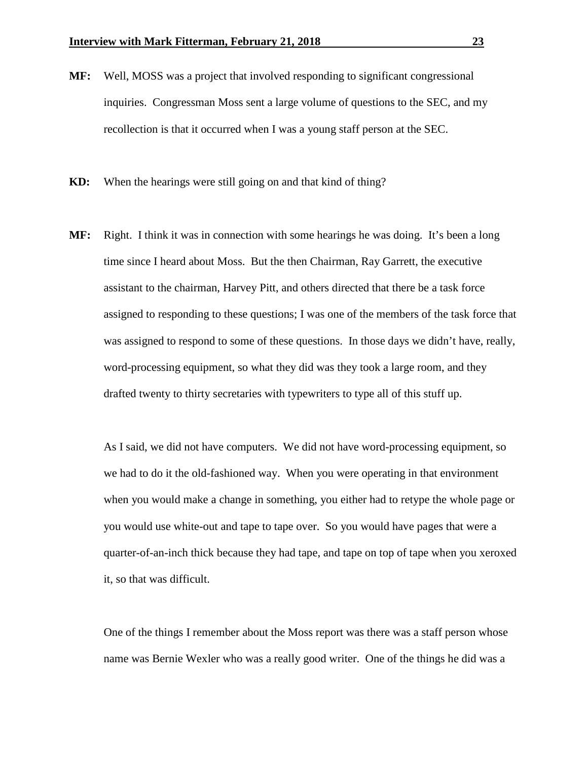**MF:** Well, MOSS was a project that involved responding to significant congressional inquiries. Congressman Moss sent a large volume of questions to the SEC, and my recollection is that it occurred when I was a young staff person at the SEC.

**KD:** When the hearings were still going on and that kind of thing?

**MF:** Right. I think it was in connection with some hearings he was doing. It's been a long time since I heard about Moss. But the then Chairman, Ray Garrett, the executive assistant to the chairman, Harvey Pitt, and others directed that there be a task force assigned to responding to these questions; I was one of the members of the task force that was assigned to respond to some of these questions. In those days we didn't have, really, word-processing equipment, so what they did was they took a large room, and they drafted twenty to thirty secretaries with typewriters to type all of this stuff up.

As I said, we did not have computers. We did not have word-processing equipment, so we had to do it the old-fashioned way. When you were operating in that environment when you would make a change in something, you either had to retype the whole page or you would use white-out and tape to tape over. So you would have pages that were a quarter-of-an-inch thick because they had tape, and tape on top of tape when you xeroxed it, so that was difficult.

One of the things I remember about the Moss report was there was a staff person whose name was Bernie Wexler who was a really good writer. One of the things he did was a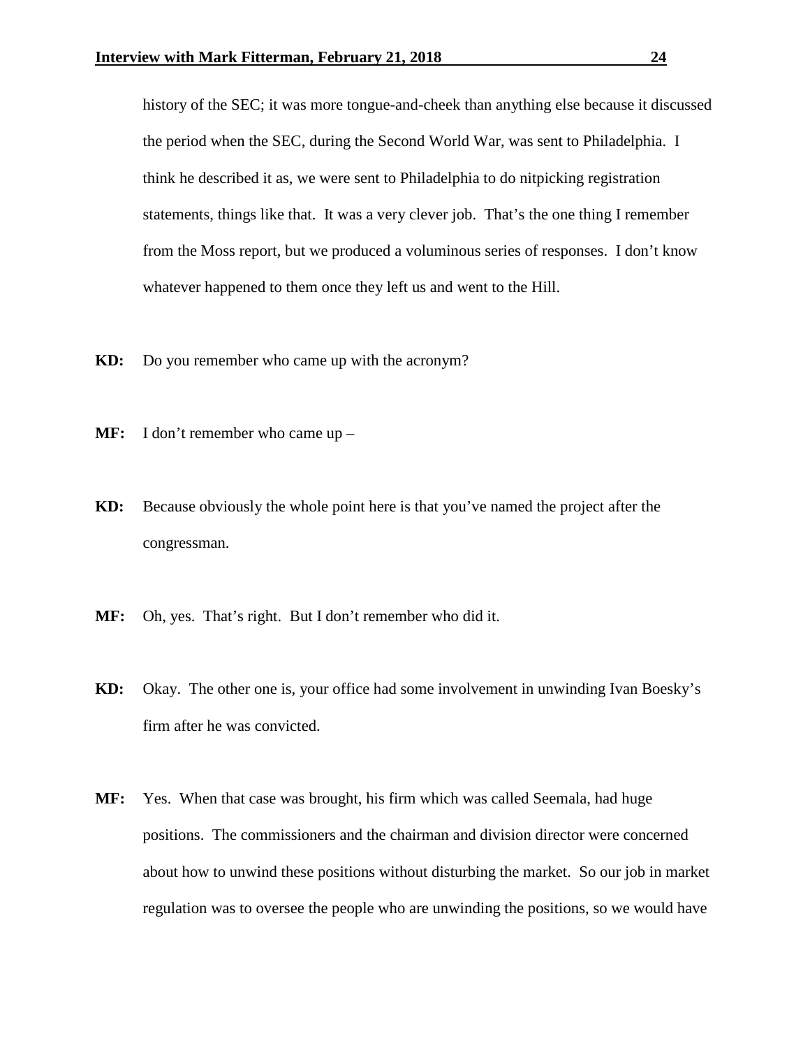history of the SEC; it was more tongue-and-cheek than anything else because it discussed the period when the SEC, during the Second World War, was sent to Philadelphia. I think he described it as, we were sent to Philadelphia to do nitpicking registration statements, things like that. It was a very clever job. That's the one thing I remember from the Moss report, but we produced a voluminous series of responses. I don't know whatever happened to them once they left us and went to the Hill.

**KD:** Do you remember who came up with the acronym?

**MF:** I don't remember who came up –

**KD:** Because obviously the whole point here is that you've named the project after the congressman.

**MF:** Oh, yes. That's right. But I don't remember who did it.

**KD:** Okay. The other one is, your office had some involvement in unwinding Ivan Boesky's firm after he was convicted.

**MF:** Yes. When that case was brought, his firm which was called Seemala, had huge positions. The commissioners and the chairman and division director were concerned about how to unwind these positions without disturbing the market. So our job in market regulation was to oversee the people who are unwinding the positions, so we would have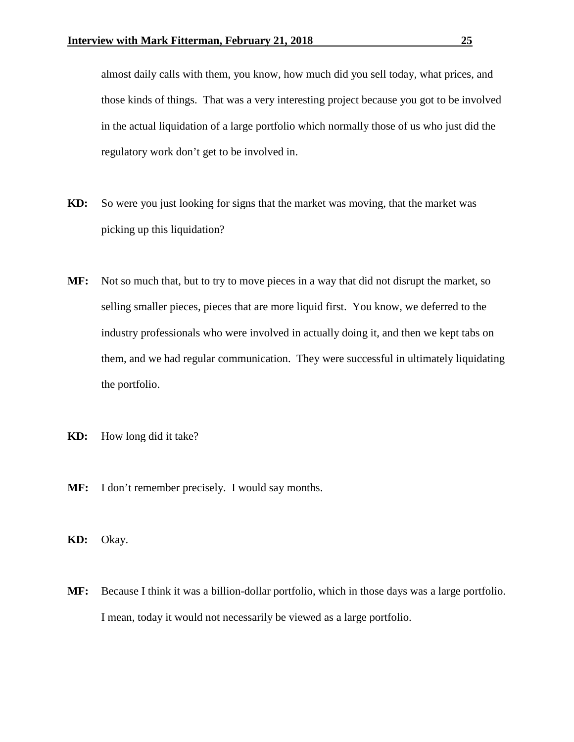almost daily calls with them, you know, how much did you sell today, what prices, and those kinds of things. That was a very interesting project because you got to be involved in the actual liquidation of a large portfolio which normally those of us who just did the regulatory work don't get to be involved in.

**KD:** So were you just looking for signs that the market was moving, that the market was picking up this liquidation?

**MF:** Not so much that, but to try to move pieces in a way that did not disrupt the market, so selling smaller pieces, pieces that are more liquid first. You know, we deferred to the industry professionals who were involved in actually doing it, and then we kept tabs on them, and we had regular communication. They were successful in ultimately liquidating the portfolio.

**KD:** How long did it take?

**MF:** I don't remember precisely. I would say months.

**KD:** Okay.

**MF:** Because I think it was a billion-dollar portfolio, which in those days was a large portfolio. I mean, today it would not necessarily be viewed as a large portfolio.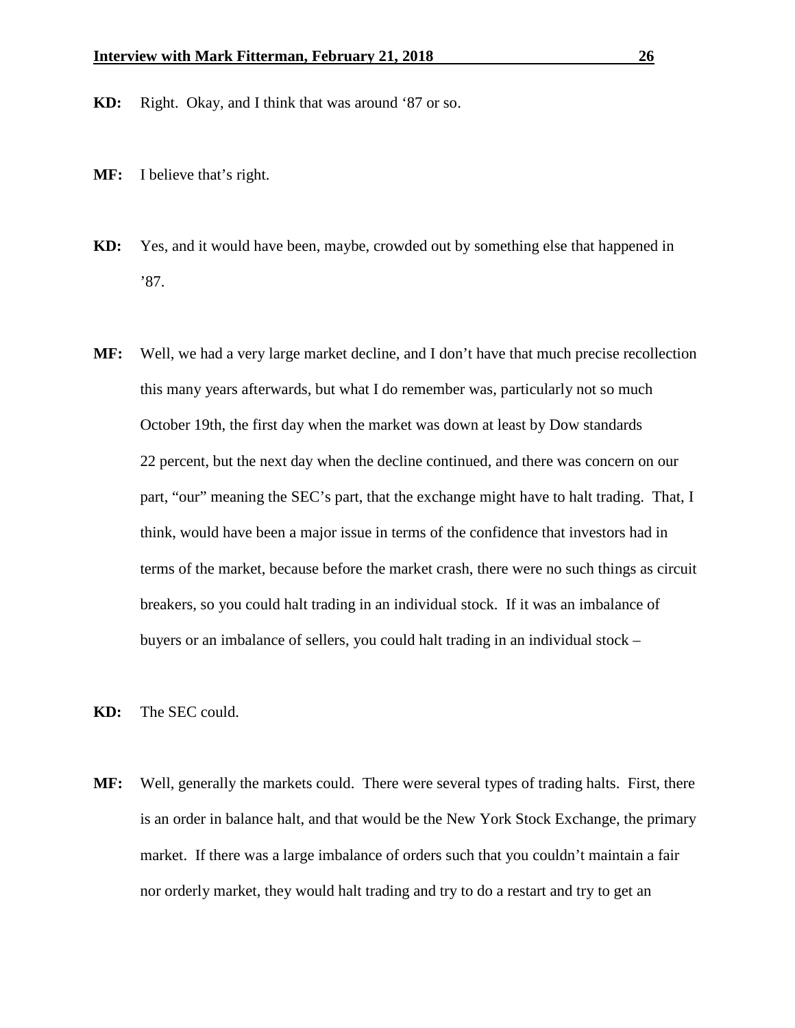**KD:** Right. Okay, and I think that was around '87 or so.

**MF:** I believe that's right.

**KD:** Yes, and it would have been, maybe, crowded out by something else that happened in '87.

**MF:** Well, we had a very large market decline, and I don't have that much precise recollection this many years afterwards, but what I do remember was, particularly not so much October 19th, the first day when the market was down at least by Dow standards 22 percent, but the next day when the decline continued, and there was concern on our part, "our" meaning the SEC's part, that the exchange might have to halt trading. That, I think, would have been a major issue in terms of the confidence that investors had in terms of the market, because before the market crash, there were no such things as circuit breakers, so you could halt trading in an individual stock. If it was an imbalance of buyers or an imbalance of sellers, you could halt trading in an individual stock –

**KD:** The SEC could.

**MF:** Well, generally the markets could. There were several types of trading halts. First, there is an order in balance halt, and that would be the New York Stock Exchange, the primary market. If there was a large imbalance of orders such that you couldn't maintain a fair nor orderly market, they would halt trading and try to do a restart and try to get an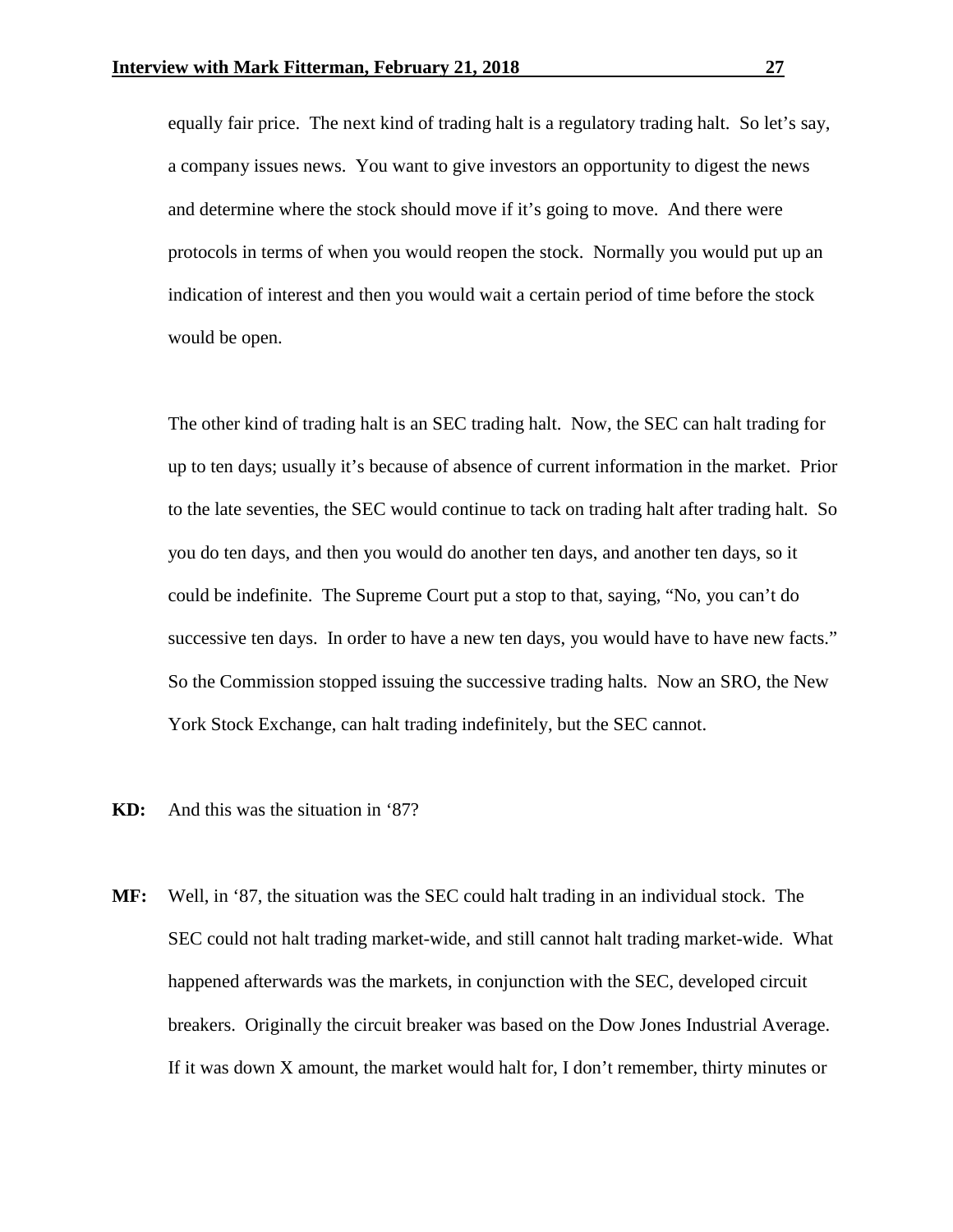equally fair price. The next kind of trading halt is a regulatory trading halt. So let's say, a company issues news. You want to give investors an opportunity to digest the news and determine where the stock should move if it's going to move. And there were protocols in terms of when you would reopen the stock. Normally you would put up an indication of interest and then you would wait a certain period of time before the stock would be open.

The other kind of trading halt is an SEC trading halt. Now, the SEC can halt trading for up to ten days; usually it's because of absence of current information in the market. Prior to the late seventies, the SEC would continue to tack on trading halt after trading halt. So you do ten days, and then you would do another ten days, and another ten days, so it could be indefinite. The Supreme Court put a stop to that, saying, "No, you can't do successive ten days. In order to have a new ten days, you would have to have new facts." So the Commission stopped issuing the successive trading halts. Now an SRO, the New York Stock Exchange, can halt trading indefinitely, but the SEC cannot.

**KD:** And this was the situation in '87?

**MF:** Well, in '87, the situation was the SEC could halt trading in an individual stock. The SEC could not halt trading market-wide, and still cannot halt trading market-wide. What happened afterwards was the markets, in conjunction with the SEC, developed circuit breakers. Originally the circuit breaker was based on the Dow Jones Industrial Average. If it was down X amount, the market would halt for, I don't remember, thirty minutes or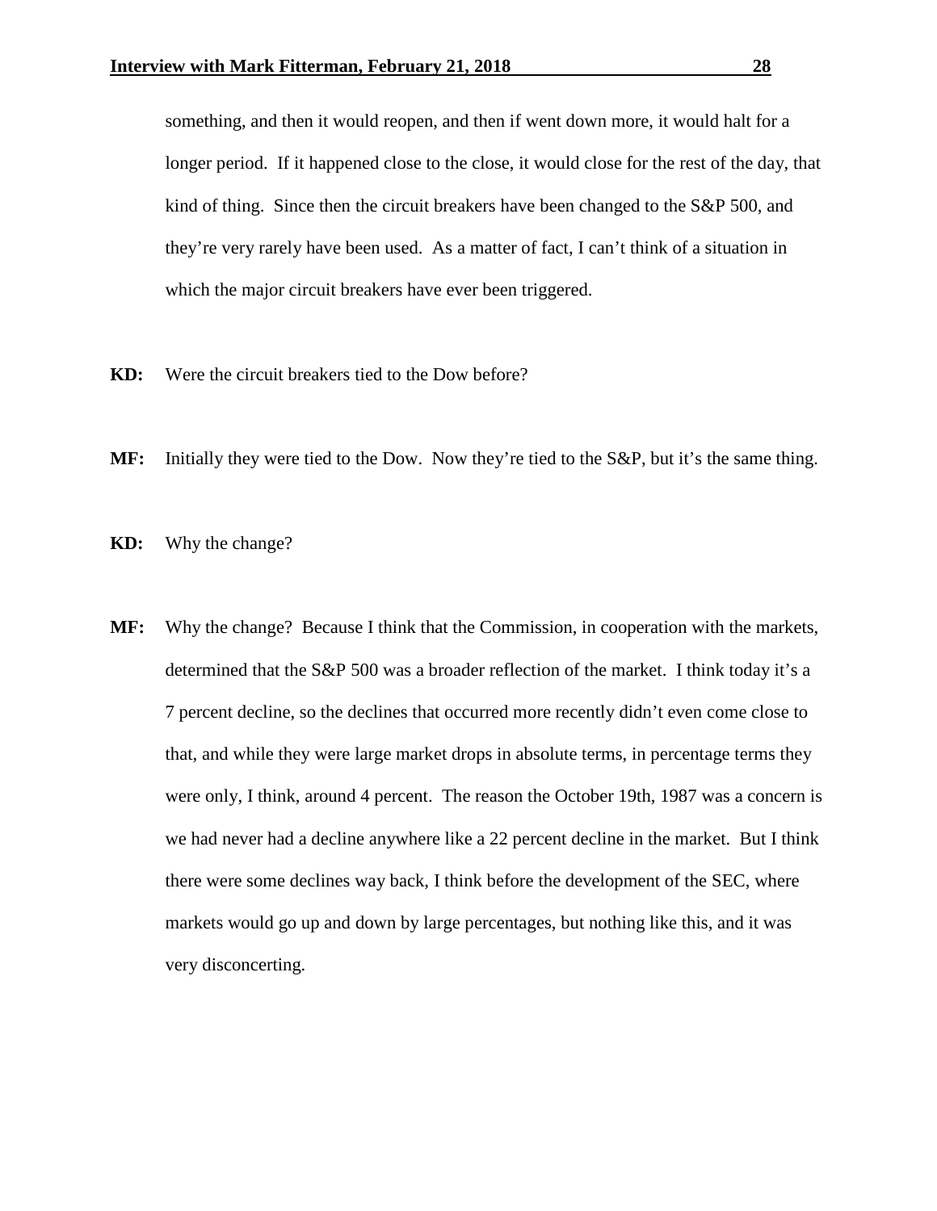something, and then it would reopen, and then if went down more, it would halt for a longer period. If it happened close to the close, it would close for the rest of the day, that kind of thing. Since then the circuit breakers have been changed to the S&P 500, and they're very rarely have been used. As a matter of fact, I can't think of a situation in which the major circuit breakers have ever been triggered.

**KD:** Were the circuit breakers tied to the Dow before?

**MF:** Initially they were tied to the Dow. Now they're tied to the S&P, but it's the same thing.

**KD:** Why the change?

**MF:** Why the change? Because I think that the Commission, in cooperation with the markets, determined that the S&P 500 was a broader reflection of the market. I think today it's a 7 percent decline, so the declines that occurred more recently didn't even come close to that, and while they were large market drops in absolute terms, in percentage terms they were only, I think, around 4 percent. The reason the October 19th, 1987 was a concern is we had never had a decline anywhere like a 22 percent decline in the market. But I think there were some declines way back, I think before the development of the SEC, where markets would go up and down by large percentages, but nothing like this, and it was very disconcerting.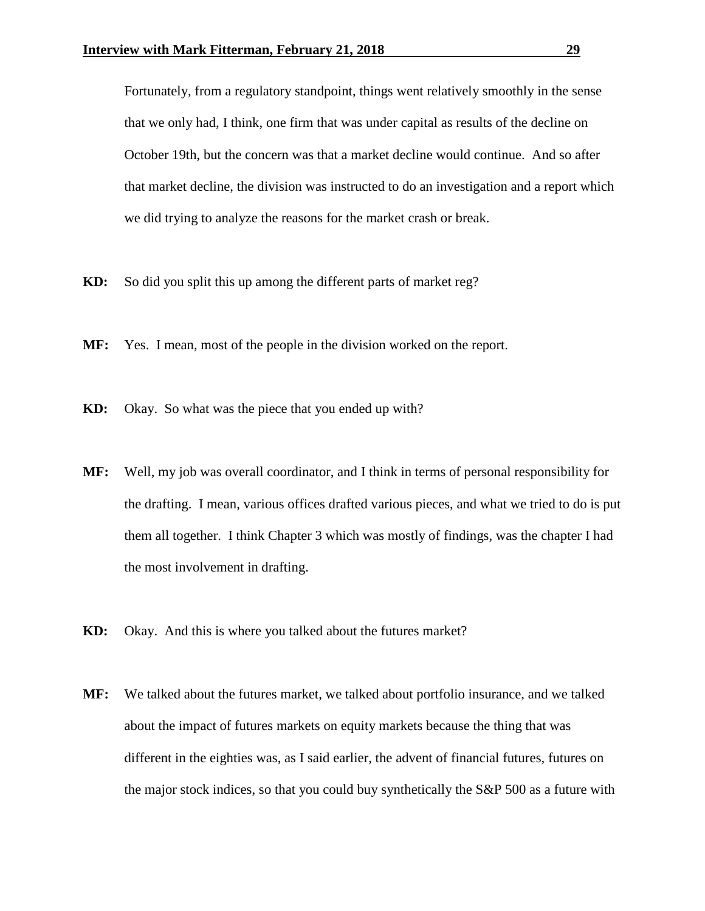Fortunately, from a regulatory standpoint, things went relatively smoothly in the sense that we only had, I think, one firm that was under capital as results of the decline on October 19th, but the concern was that a market decline would continue. And so after that market decline, the division was instructed to do an investigation and a report which we did trying to analyze the reasons for the market crash or break.

**KD:** So did you split this up among the different parts of market reg?

**MF:** Yes. I mean, most of the people in the division worked on the report.

**KD:** Okay. So what was the piece that you ended up with?

**MF:** Well, my job was overall coordinator, and I think in terms of personal responsibility for the drafting. I mean, various offices drafted various pieces, and what we tried to do is put them all together. I think Chapter 3 which was mostly of findings, was the chapter I had the most involvement in drafting.

**KD:** Okay. And this is where you talked about the futures market?

**MF:** We talked about the futures market, we talked about portfolio insurance, and we talked about the impact of futures markets on equity markets because the thing that was different in the eighties was, as I said earlier, the advent of financial futures, futures on the major stock indices, so that you could buy synthetically the S&P 500 as a future with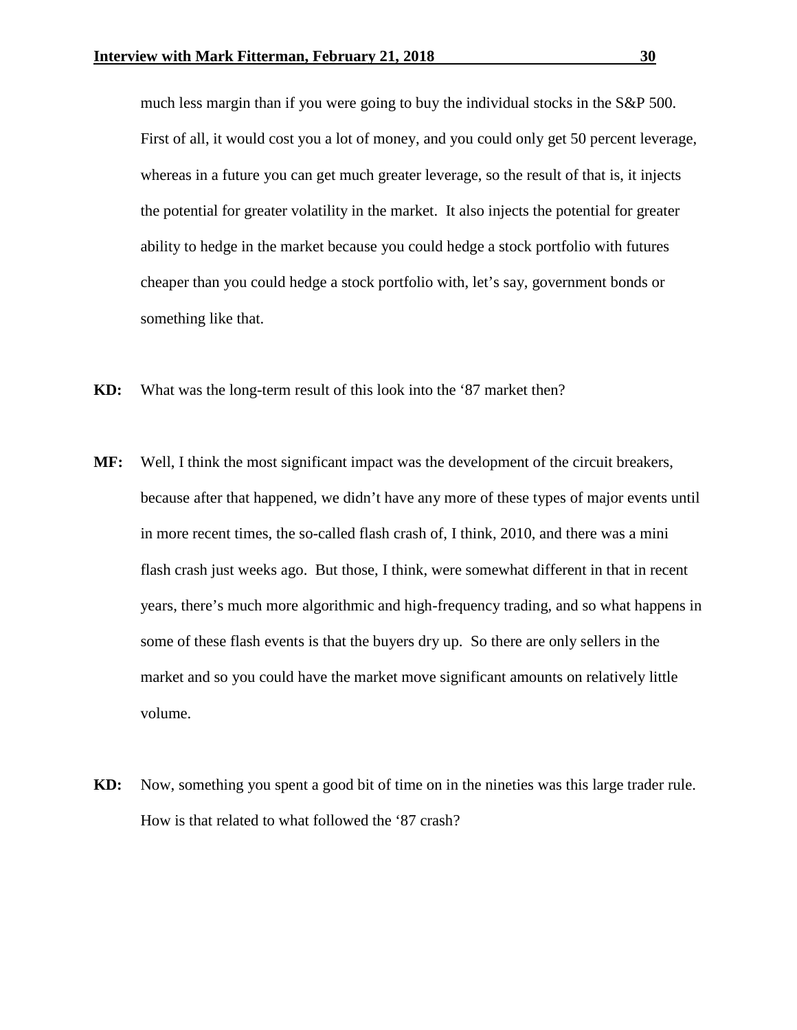much less margin than if you were going to buy the individual stocks in the S&P 500. First of all, it would cost you a lot of money, and you could only get 50 percent leverage, whereas in a future you can get much greater leverage, so the result of that is, it injects the potential for greater volatility in the market. It also injects the potential for greater ability to hedge in the market because you could hedge a stock portfolio with futures cheaper than you could hedge a stock portfolio with, let's say, government bonds or something like that.

**KD:** What was the long-term result of this look into the '87 market then?

**MF:** Well, I think the most significant impact was the development of the circuit breakers, because after that happened, we didn't have any more of these types of major events until in more recent times, the so-called flash crash of, I think, 2010, and there was a mini flash crash just weeks ago. But those, I think, were somewhat different in that in recent years, there's much more algorithmic and high-frequency trading, and so what happens in some of these flash events is that the buyers dry up. So there are only sellers in the market and so you could have the market move significant amounts on relatively little volume.

**KD:** Now, something you spent a good bit of time on in the nineties was this large trader rule. How is that related to what followed the '87 crash?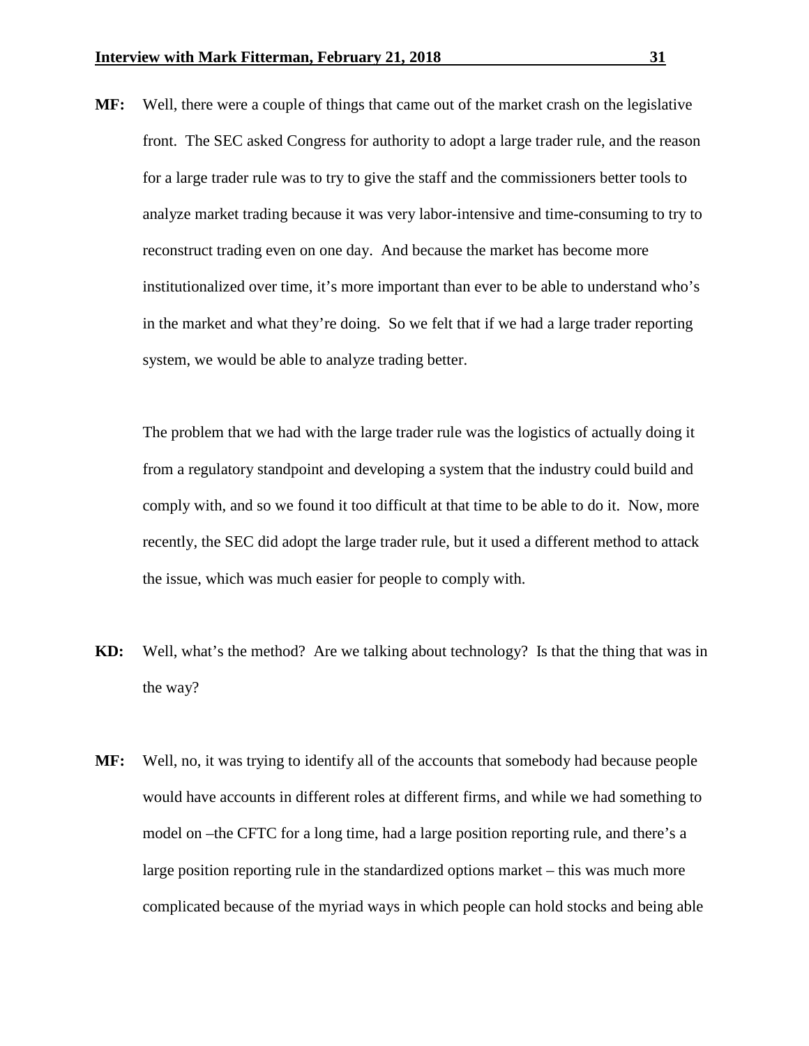**MF:** Well, there were a couple of things that came out of the market crash on the legislative front. The SEC asked Congress for authority to adopt a large trader rule, and the reason for a large trader rule was to try to give the staff and the commissioners better tools to analyze market trading because it was very labor-intensive and time-consuming to try to reconstruct trading even on one day. And because the market has become more institutionalized over time, it's more important than ever to be able to understand who's in the market and what they're doing. So we felt that if we had a large trader reporting system, we would be able to analyze trading better.

The problem that we had with the large trader rule was the logistics of actually doing it from a regulatory standpoint and developing a system that the industry could build and comply with, and so we found it too difficult at that time to be able to do it. Now, more recently, the SEC did adopt the large trader rule, but it used a different method to attack the issue, which was much easier for people to comply with.

**KD:** Well, what's the method? Are we talking about technology? Is that the thing that was in the way?

**MF:** Well, no, it was trying to identify all of the accounts that somebody had because people would have accounts in different roles at different firms, and while we had something to model on –the CFTC for a long time, had a large position reporting rule, and there's a large position reporting rule in the standardized options market – this was much more complicated because of the myriad ways in which people can hold stocks and being able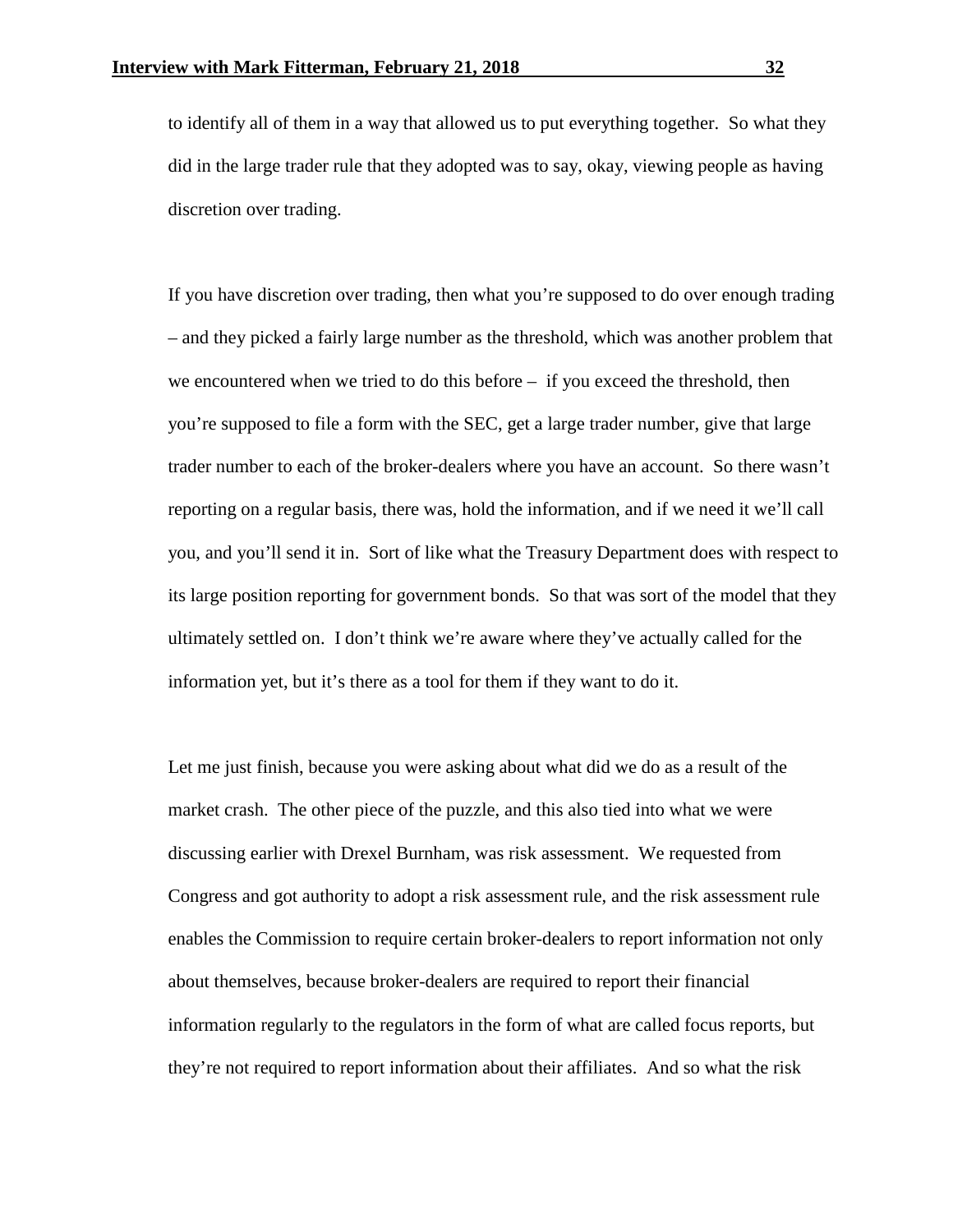to identify all of them in a way that allowed us to put everything together. So what they did in the large trader rule that they adopted was to say, okay, viewing people as having discretion over trading.

If you have discretion over trading, then what you're supposed to do over enough trading – and they picked a fairly large number as the threshold, which was another problem that we encountered when we tried to do this before – if you exceed the threshold, then you're supposed to file a form with the SEC, get a large trader number, give that large trader number to each of the broker-dealers where you have an account. So there wasn't reporting on a regular basis, there was, hold the information, and if we need it we'll call you, and you'll send it in. Sort of like what the Treasury Department does with respect to its large position reporting for government bonds. So that was sort of the model that they ultimately settled on. I don't think we're aware where they've actually called for the information yet, but it's there as a tool for them if they want to do it.

Let me just finish, because you were asking about what did we do as a result of the market crash. The other piece of the puzzle, and this also tied into what we were discussing earlier with Drexel Burnham, was risk assessment. We requested from Congress and got authority to adopt a risk assessment rule, and the risk assessment rule enables the Commission to require certain broker-dealers to report information not only about themselves, because broker-dealers are required to report their financial information regularly to the regulators in the form of what are called focus reports, but they're not required to report information about their affiliates. And so what the risk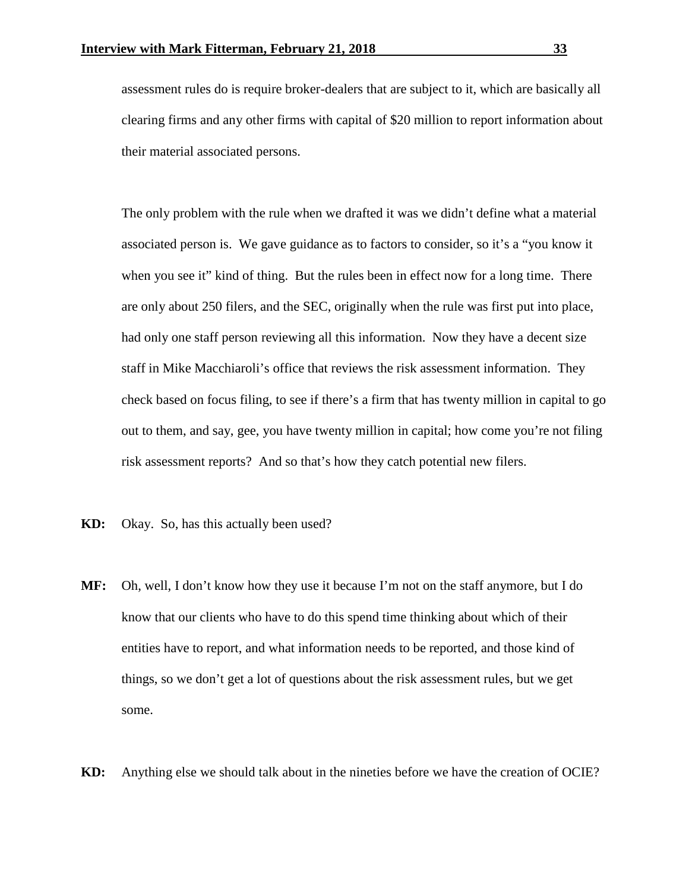assessment rules do is require broker-dealers that are subject to it, which are basically all clearing firms and any other firms with capital of $20 million to report information about their material associated persons.

The only problem with the rule when we drafted it was we didn't define what a material associated person is. We gave guidance as to factors to consider, so it's a "you know it when you see it" kind of thing. But the rules been in effect now for a long time. There are only about 250 filers, and the SEC, originally when the rule was first put into place, had only one staff person reviewing all this information. Now they have a decent size staff in Mike Macchiaroli's office that reviews the risk assessment information. They check based on focus filing, to see if there's a firm that has twenty million in capital to go out to them, and say, gee, you have twenty million in capital; how come you're not filing risk assessment reports? And so that's how they catch potential new filers.

**KD:** Okay. So, has this actually been used?

**MF:** Oh, well, I don't know how they use it because I'm not on the staff anymore, but I do know that our clients who have to do this spend time thinking about which of their entities have to report, and what information needs to be reported, and those kind of things, so we don't get a lot of questions about the risk assessment rules, but we get some.

**KD:** Anything else we should talk about in the nineties before we have the creation of OCIE?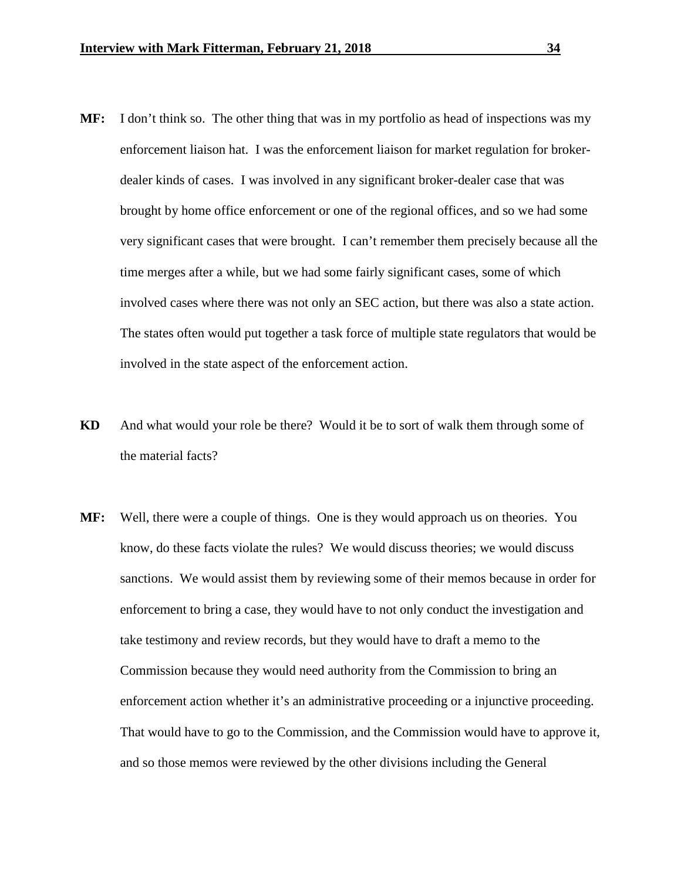**MF:** I don't think so. The other thing that was in my portfolio as head of inspections was my enforcement liaison hat. I was the enforcement liaison for market regulation for broker-dealer kinds of cases. I was involved in any significant broker-dealer case that was brought by home office enforcement or one of the regional offices, and so we had some very significant cases that were brought. I can't remember them precisely because all the time merges after a while, but we had some fairly significant cases, some of which involved cases where there was not only an SEC action, but there was also a state action. The states often would put together a task force of multiple state regulators that would be involved in the state aspect of the enforcement action.

**KD** And what would your role be there? Would it be to sort of walk them through some of the material facts?

**MF:** Well, there were a couple of things. One is they would approach us on theories. You know, do these facts violate the rules? We would discuss theories; we would discuss sanctions. We would assist them by reviewing some of their memos because in order for enforcement to bring a case, they would have to not only conduct the investigation and take testimony and review records, but they would have to draft a memo to the Commission because they would need authority from the Commission to bring an enforcement action whether it's an administrative proceeding or a injunctive proceeding. That would have to go to the Commission, and the Commission would have to approve it, and so those memos were reviewed by the other divisions including the General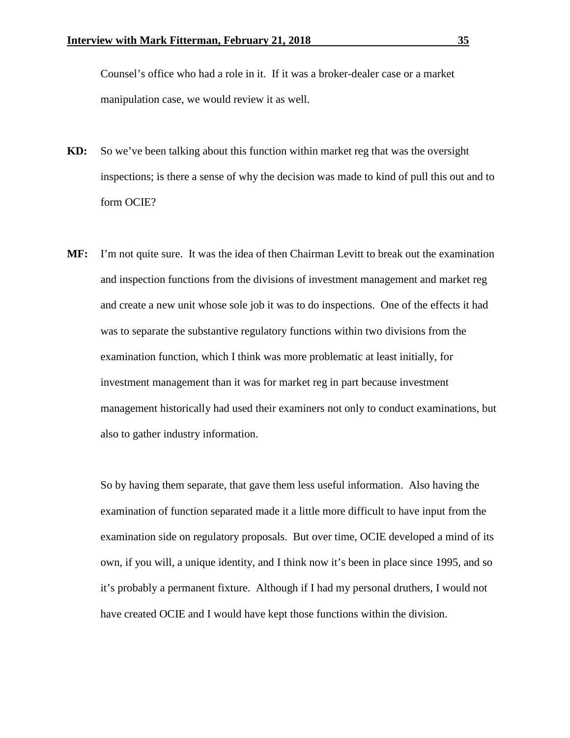Counsel's office who had a role in it. If it was a broker-dealer case or a market manipulation case, we would review it as well.

**KD:** So we've been talking about this function within market reg that was the oversight inspections; is there a sense of why the decision was made to kind of pull this out and to form OCIE?

**MF:** I'm not quite sure. It was the idea of then Chairman Levitt to break out the examination and inspection functions from the divisions of investment management and market reg and create a new unit whose sole job it was to do inspections. One of the effects it had was to separate the substantive regulatory functions within two divisions from the examination function, which I think was more problematic at least initially, for investment management than it was for market reg in part because investment management historically had used their examiners not only to conduct examinations, but also to gather industry information.

So by having them separate, that gave them less useful information. Also having the examination of function separated made it a little more difficult to have input from the examination side on regulatory proposals. But over time, OCIE developed a mind of its own, if you will, a unique identity, and I think now it's been in place since 1995, and so it's probably a permanent fixture. Although if I had my personal druthers, I would not have created OCIE and I would have kept those functions within the division.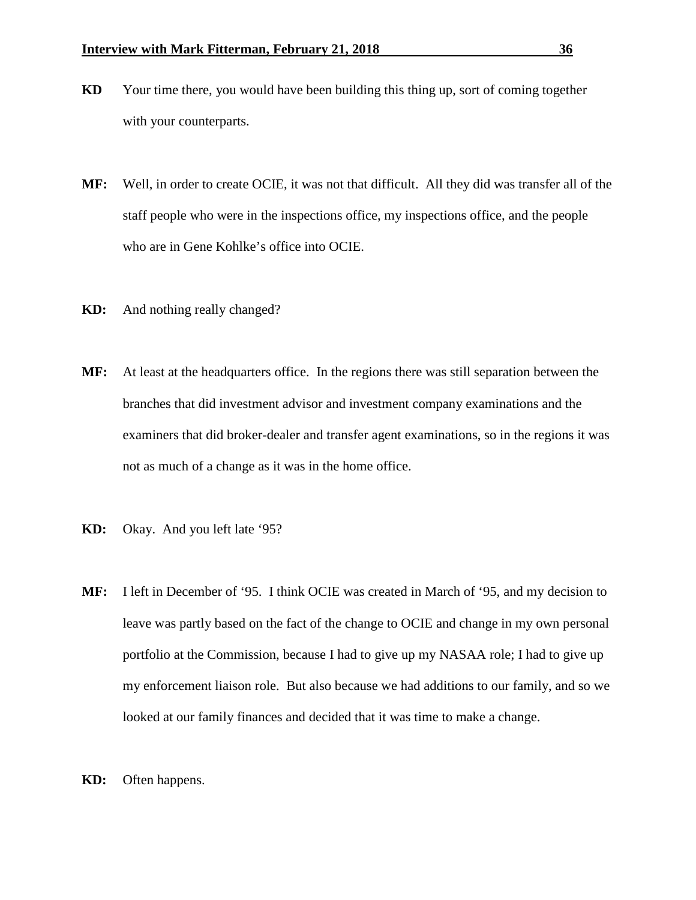**KD** Your time there, you would have been building this thing up, sort of coming together with your counterparts.

**MF:** Well, in order to create OCIE, it was not that difficult. All they did was transfer all of the staff people who were in the inspections office, my inspections office, and the people who are in Gene Kohlke's office into OCIE.

**KD:** And nothing really changed?

**MF:** At least at the headquarters office. In the regions there was still separation between the branches that did investment advisor and investment company examinations and the examiners that did broker-dealer and transfer agent examinations, so in the regions it was not as much of a change as it was in the home office.

**KD:** Okay. And you left late '95?

**MF:** I left in December of '95. I think OCIE was created in March of '95, and my decision to leave was partly based on the fact of the change to OCIE and change in my own personal portfolio at the Commission, because I had to give up my NASAA role; I had to give up my enforcement liaison role. But also because we had additions to our family, and so we looked at our family finances and decided that it was time to make a change.

**KD:** Often happens.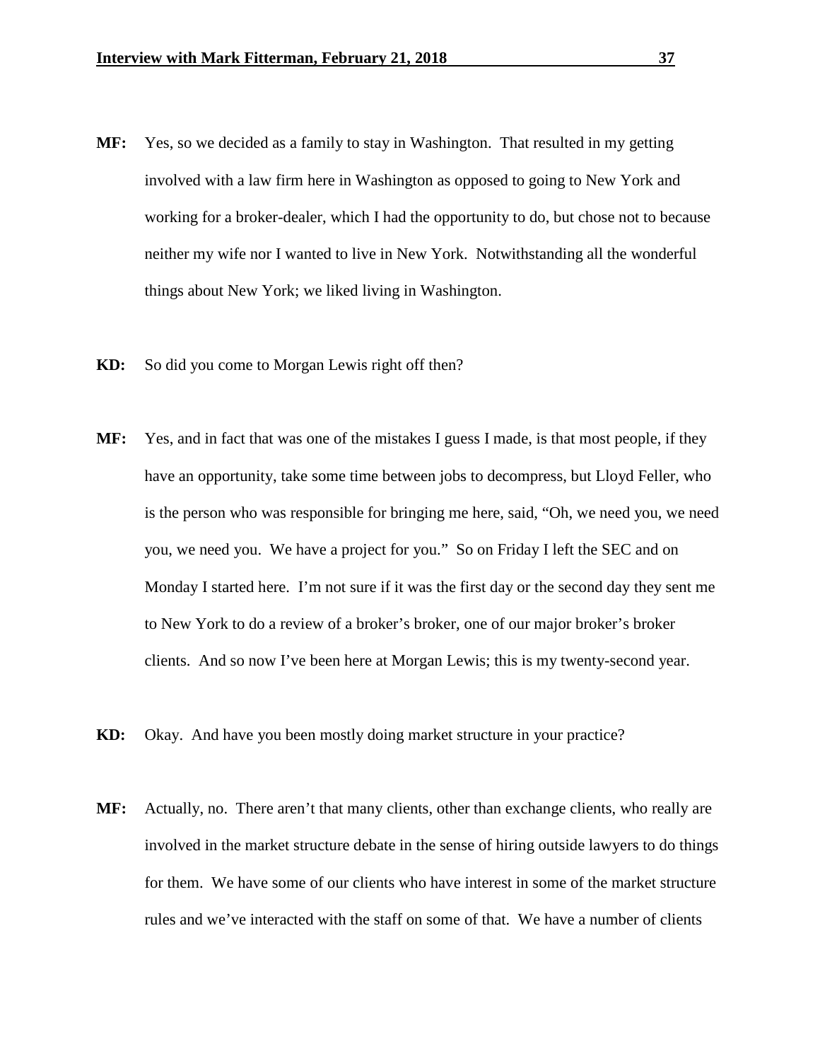**MF:** Yes, so we decided as a family to stay in Washington. That resulted in my getting involved with a law firm here in Washington as opposed to going to New York and working for a broker-dealer, which I had the opportunity to do, but chose not to because neither my wife nor I wanted to live in New York. Notwithstanding all the wonderful things about New York; we liked living in Washington.

**KD:** So did you come to Morgan Lewis right off then?

**MF:** Yes, and in fact that was one of the mistakes I guess I made, is that most people, if they have an opportunity, take some time between jobs to decompress, but Lloyd Feller, who is the person who was responsible for bringing me here, said, "Oh, we need you, we need you, we need you. We have a project for you." So on Friday I left the SEC and on Monday I started here. I'm not sure if it was the first day or the second day they sent me to New York to do a review of a broker's broker, one of our major broker's broker clients. And so now I've been here at Morgan Lewis; this is my twenty-second year.

**KD:** Okay. And have you been mostly doing market structure in your practice?

**MF:** Actually, no. There aren't that many clients, other than exchange clients, who really are involved in the market structure debate in the sense of hiring outside lawyers to do things for them. We have some of our clients who have interest in some of the market structure rules and we've interacted with the staff on some of that. We have a number of clients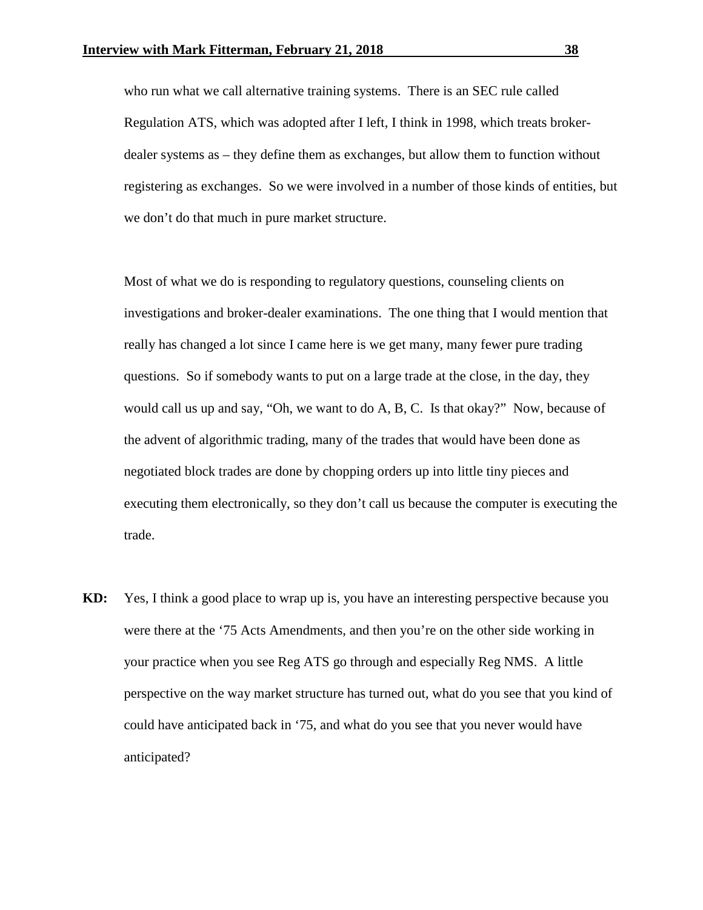who run what we call alternative training systems. There is an SEC rule called Regulation ATS, which was adopted after I left, I think in 1998, which treats broker-dealer systems as – they define them as exchanges, but allow them to function without registering as exchanges. So we were involved in a number of those kinds of entities, but we don't do that much in pure market structure.

Most of what we do is responding to regulatory questions, counseling clients on investigations and broker-dealer examinations. The one thing that I would mention that really has changed a lot since I came here is we get many, many fewer pure trading questions. So if somebody wants to put on a large trade at the close, in the day, they would call us up and say, "Oh, we want to do A, B, C. Is that okay?" Now, because of the advent of algorithmic trading, many of the trades that would have been done as negotiated block trades are done by chopping orders up into little tiny pieces and executing them electronically, so they don't call us because the computer is executing the trade.

**KD:** Yes, I think a good place to wrap up is, you have an interesting perspective because you were there at the '75 Acts Amendments, and then you're on the other side working in your practice when you see Reg ATS go through and especially Reg NMS. A little perspective on the way market structure has turned out, what do you see that you kind of could have anticipated back in '75, and what do you see that you never would have anticipated?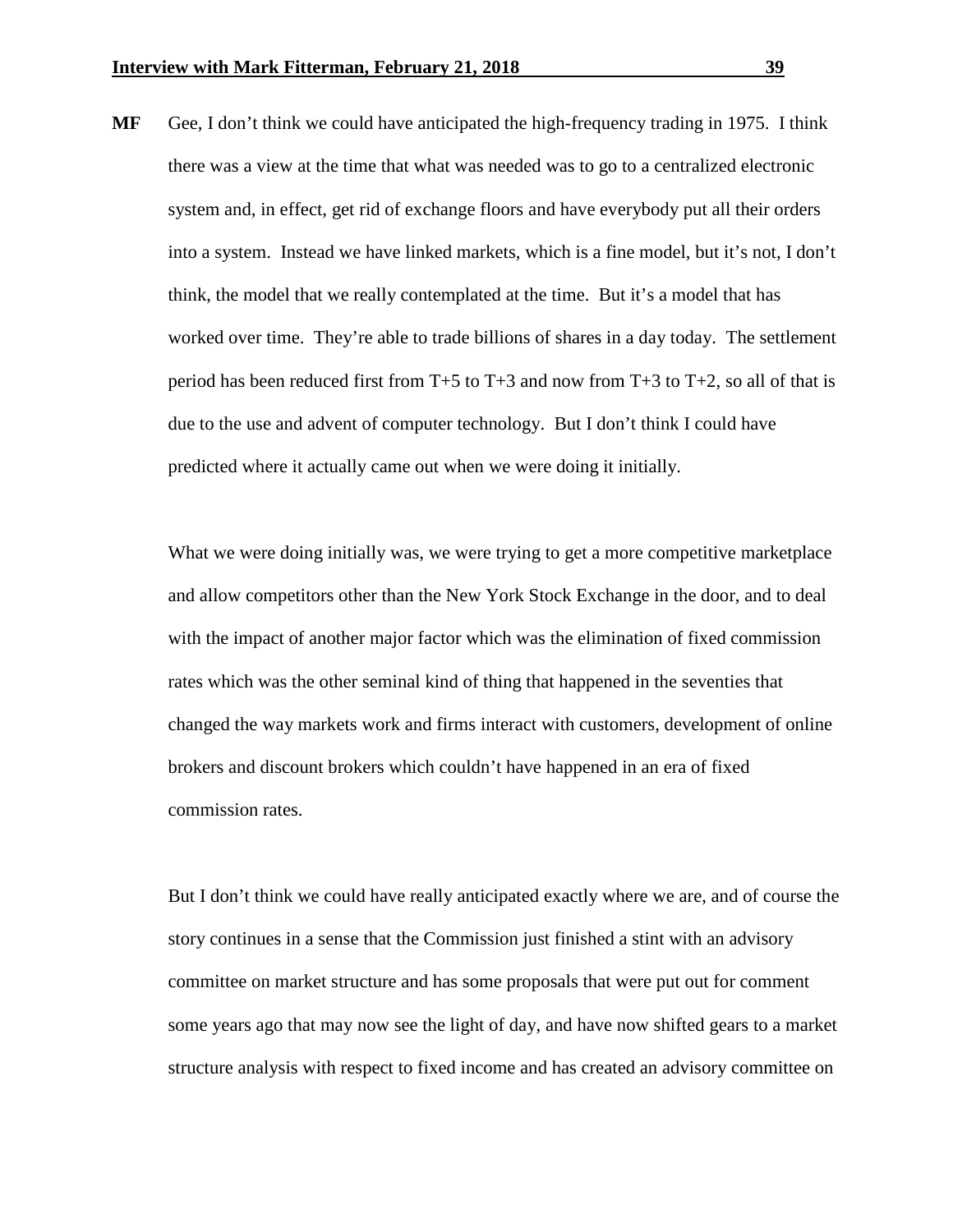**MF** Gee, I don't think we could have anticipated the high-frequency trading in 1975. I think there was a view at the time that what was needed was to go to a centralized electronic system and, in effect, get rid of exchange floors and have everybody put all their orders into a system. Instead we have linked markets, which is a fine model, but it's not, I don't think, the model that we really contemplated at the time. But it's a model that has worked over time. They're able to trade billions of shares in a day today. The settlement period has been reduced first from T+5 to T+3 and now from T+3 to T+2, so all of that is due to the use and advent of computer technology. But I don't think I could have predicted where it actually came out when we were doing it initially.

What we were doing initially was, we were trying to get a more competitive marketplace and allow competitors other than the New York Stock Exchange in the door, and to deal with the impact of another major factor which was the elimination of fixed commission rates which was the other seminal kind of thing that happened in the seventies that changed the way markets work and firms interact with customers, development of online brokers and discount brokers which couldn't have happened in an era of fixed commission rates.

But I don't think we could have really anticipated exactly where we are, and of course the story continues in a sense that the Commission just finished a stint with an advisory committee on market structure and has some proposals that were put out for comment some years ago that may now see the light of day, and have now shifted gears to a market structure analysis with respect to fixed income and has created an advisory committee on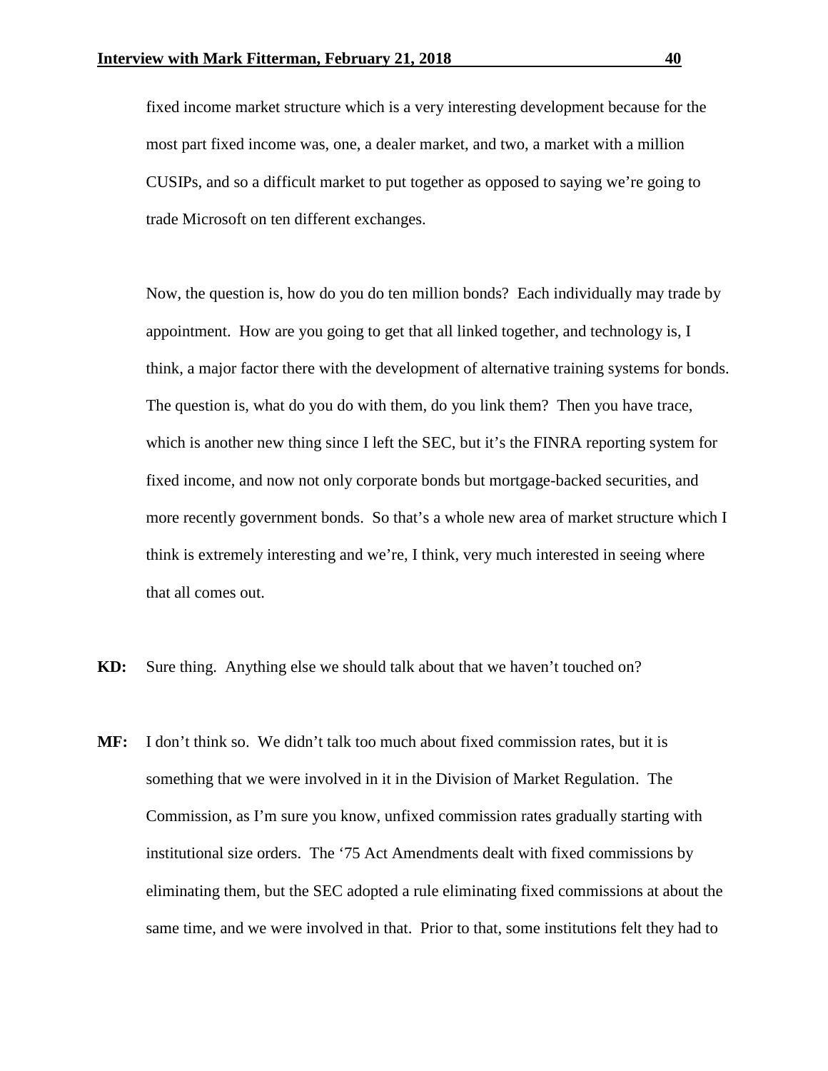fixed income market structure which is a very interesting development because for the most part fixed income was, one, a dealer market, and two, a market with a million CUSIPs, and so a difficult market to put together as opposed to saying we're going to trade Microsoft on ten different exchanges.

Now, the question is, how do you do ten million bonds? Each individually may trade by appointment. How are you going to get that all linked together, and technology is, I think, a major factor there with the development of alternative training systems for bonds. The question is, what do you do with them, do you link them? Then you have trace, which is another new thing since I left the SEC, but it's the FINRA reporting system for fixed income, and now not only corporate bonds but mortgage-backed securities, and more recently government bonds. So that's a whole new area of market structure which I think is extremely interesting and we're, I think, very much interested in seeing where that all comes out.

**KD:** Sure thing. Anything else we should talk about that we haven't touched on?

**MF:** I don't think so. We didn't talk too much about fixed commission rates, but it is something that we were involved in it in the Division of Market Regulation. The Commission, as I'm sure you know, unfixed commission rates gradually starting with institutional size orders. The '75 Act Amendments dealt with fixed commissions by eliminating them, but the SEC adopted a rule eliminating fixed commissions at about the same time, and we were involved in that. Prior to that, some institutions felt they had to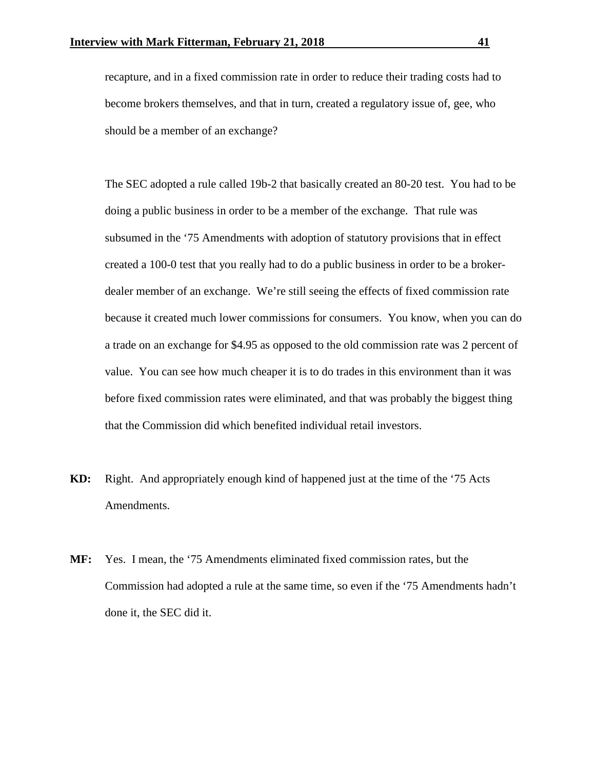recapture, and in a fixed commission rate in order to reduce their trading costs had to become brokers themselves, and that in turn, created a regulatory issue of, gee, who should be a member of an exchange?

The SEC adopted a rule called 19b-2 that basically created an 80-20 test. You had to be doing a public business in order to be a member of the exchange. That rule was subsumed in the '75 Amendments with adoption of statutory provisions that in effect created a 100-0 test that you really had to do a public business in order to be a broker-dealer member of an exchange. We're still seeing the effects of fixed commission rate because it created much lower commissions for consumers. You know, when you can do a trade on an exchange for $4.95 as opposed to the old commission rate was 2 percent of value. You can see how much cheaper it is to do trades in this environment than it was before fixed commission rates were eliminated, and that was probably the biggest thing that the Commission did which benefited individual retail investors.

**KD:** Right. And appropriately enough kind of happened just at the time of the '75 Acts Amendments.

**MF:** Yes. I mean, the '75 Amendments eliminated fixed commission rates, but the Commission had adopted a rule at the same time, so even if the '75 Amendments hadn't done it, the SEC did it.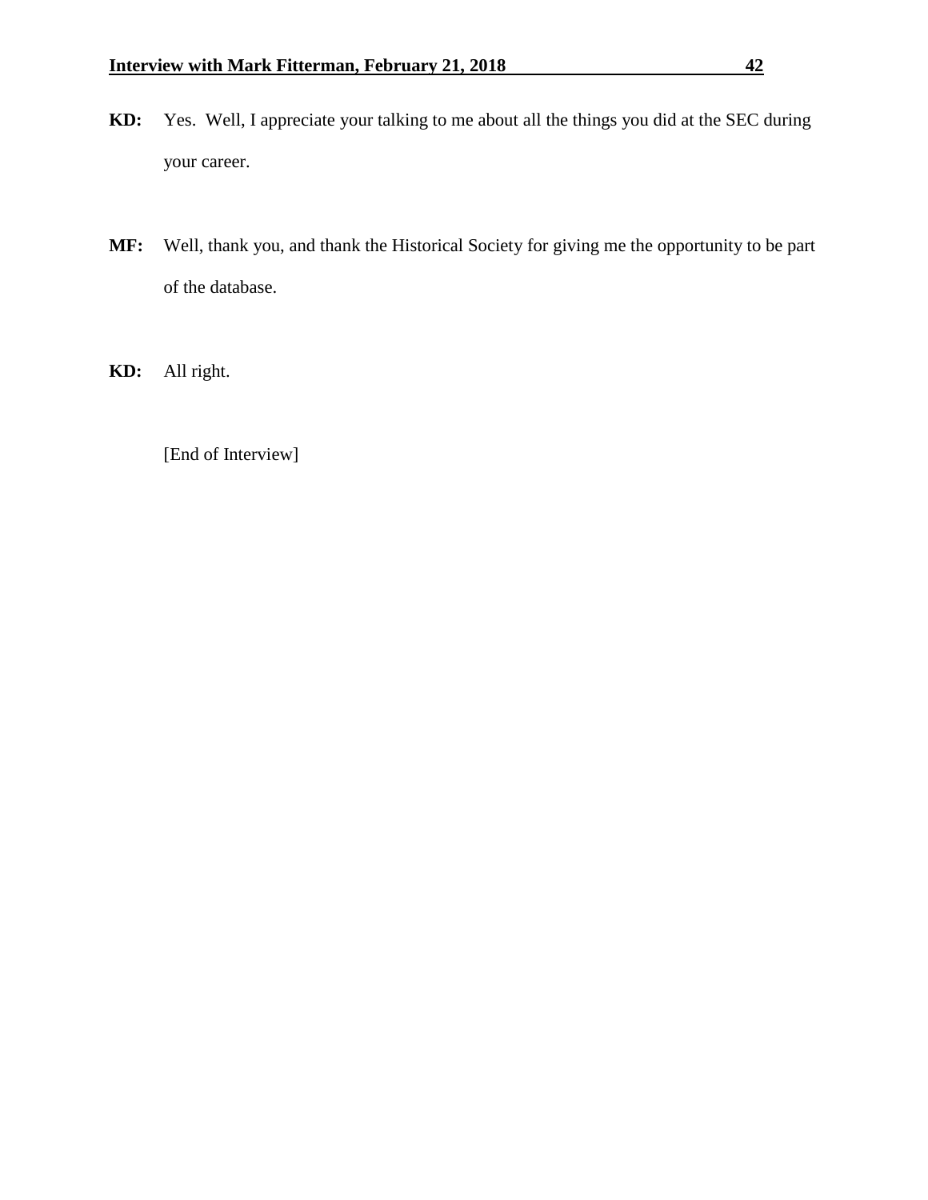**KD:** Yes. Well, I appreciate your talking to me about all the things you did at the SEC during your career.

**MF:** Well, thank you, and thank the Historical Society for giving me the opportunity to be part of the database.

**KD:** All right.

[End of Interview]